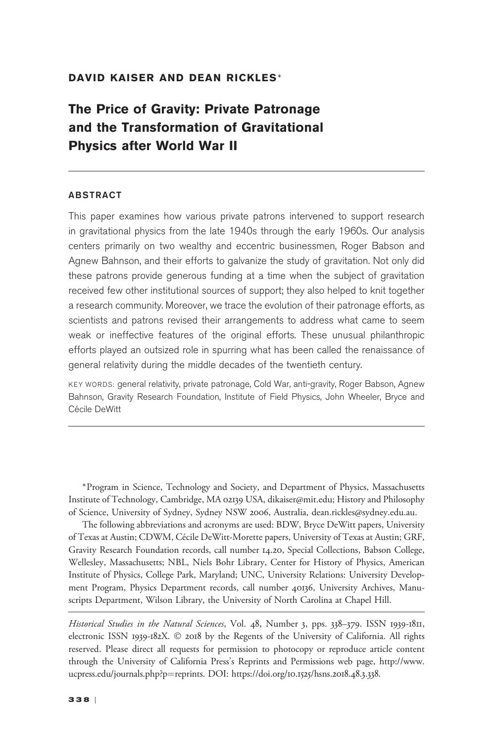**DAVID KAISER AND DEAN RICKLES***

# The Price of Gravity: Private Patronage and the Transformation of Gravitational Physics after World War II

---

### ABSTRACT

This paper examines how various private patrons intervened to support research in gravitational physics from the late 1940s through the early 1960s. Our analysis centers primarily on two wealthy and eccentric businessmen, Roger Babson and Agnew Bahnson, and their efforts to galvanize the study of gravitation. Not only did these patrons provide generous funding at a time when the subject of gravitation received few other institutional sources of support; they also helped to knit together a research community. Moreover, we trace the evolution of their patronage efforts, as scientists and patrons revised their arrangements to address what came to seem weak or ineffective features of the original efforts. These unusual philanthropic efforts played an outsized role in spurring what has been called the renaissance of general relativity during the middle decades of the twentieth century.

KEY WORDS: general relativity, private patronage, Cold War, anti-gravity, Roger Babson, Agnew Bahnson, Gravity Research Foundation, Institute of Field Physics, John Wheeler, Bryce and Cécile DeWitt

---

*Program in Science, Technology and Society, and Department of Physics, Massachusetts Institute of Technology, Cambridge, MA 02139 USA, dikaiser@mit.edu; History and Philosophy of Science, University of Sydney, Sydney NSW 2006, Australia, dean.rickles@sydney.edu.au.

The following abbreviations and acronyms are used: BDW, Bryce DeWitt papers, University of Texas at Austin; CDWM, Cécile DeWitt-Morette papers, University of Texas at Austin; GRF, Gravity Research Foundation records, call number 14.20, Special Collections, Babson College, Wellesley, Massachusetts; NBL, Niels Bohr Library, Center for History of Physics, American Institute of Physics, College Park, Maryland; UNC, University Relations: University Development Program, Physics Department records, call number 40136, University Archives, Manuscripts Department, Wilson Library, the University of North Carolina at Chapel Hill.

---

*Historical Studies in the Natural Sciences*, Vol. 48, Number 3, pps. 338–379. ISSN 1939-1811, electronic ISSN 1939-182X. © 2018 by the Regents of the University of California. All rights reserved. Please direct all requests for permission to photocopy or reproduce article content through the University of California Press's Reprints and Permissions web page, http://www.ucpress.edu/journals.php?p=reprints. DOI: https://doi.org/10.1525/hsns.2018.48.3.338.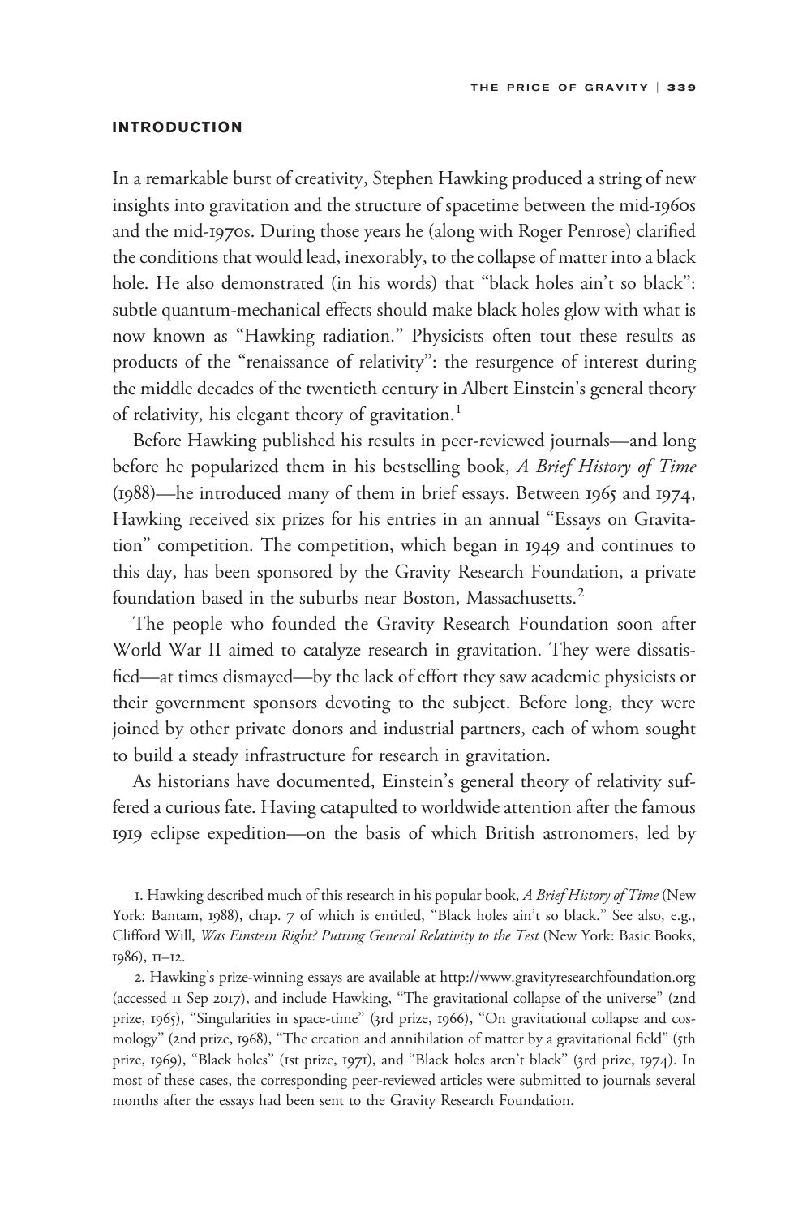## INTRODUCTION

In a remarkable burst of creativity, Stephen Hawking produced a string of new insights into gravitation and the structure of spacetime between the mid-1960s and the mid-1970s. During those years he (along with Roger Penrose) clarified the conditions that would lead, inexorably, to the collapse of matter into a black hole. He also demonstrated (in his words) that "black holes ain't so black": subtle quantum-mechanical effects should make black holes glow with what is now known as "Hawking radiation." Physicists often tout these results as products of the "renaissance of relativity": the resurgence of interest during the middle decades of the twentieth century in Albert Einstein's general theory of relativity, his elegant theory of gravitation.[1]

Before Hawking published his results in peer-reviewed journals—and long before he popularized them in his bestselling book, *A Brief History of Time* (1988)—he introduced many of them in brief essays. Between 1965 and 1974, Hawking received six prizes for his entries in an annual "Essays on Gravitation" competition. The competition, which began in 1949 and continues to this day, has been sponsored by the Gravity Research Foundation, a private foundation based in the suburbs near Boston, Massachusetts.[2]

The people who founded the Gravity Research Foundation soon after World War II aimed to catalyze research in gravitation. They were dissatisfied—at times dismayed—by the lack of effort they saw academic physicists or their government sponsors devoting to the subject. Before long, they were joined by other private donors and industrial partners, each of whom sought to build a steady infrastructure for research in gravitation.

As historians have documented, Einstein's general theory of relativity suffered a curious fate. Having catapulted to worldwide attention after the famous 1919 eclipse expedition—on the basis of which British astronomers, led by

1. Hawking described much of this research in his popular book, *A Brief History of Time* (New York: Bantam, 1988), chap. 7 of which is entitled, "Black holes ain't so black." See also, e.g., Clifford Will, *Was Einstein Right? Putting General Relativity to the Test* (New York: Basic Books, 1986), 11–12.

2. Hawking's prize-winning essays are available at http://www.gravityresearchfoundation.org (accessed 11 Sep 2017), and include Hawking, "The gravitational collapse of the universe" (2nd prize, 1965), "Singularities in space-time" (3rd prize, 1966), "On gravitational collapse and cosmology" (2nd prize, 1968), "The creation and annihilation of matter by a gravitational field" (5th prize, 1969), "Black holes" (1st prize, 1971), and "Black holes aren't black" (3rd prize, 1974). In most of these cases, the corresponding peer-reviewed articles were submitted to journals several months after the essays had been sent to the Gravity Research Foundation.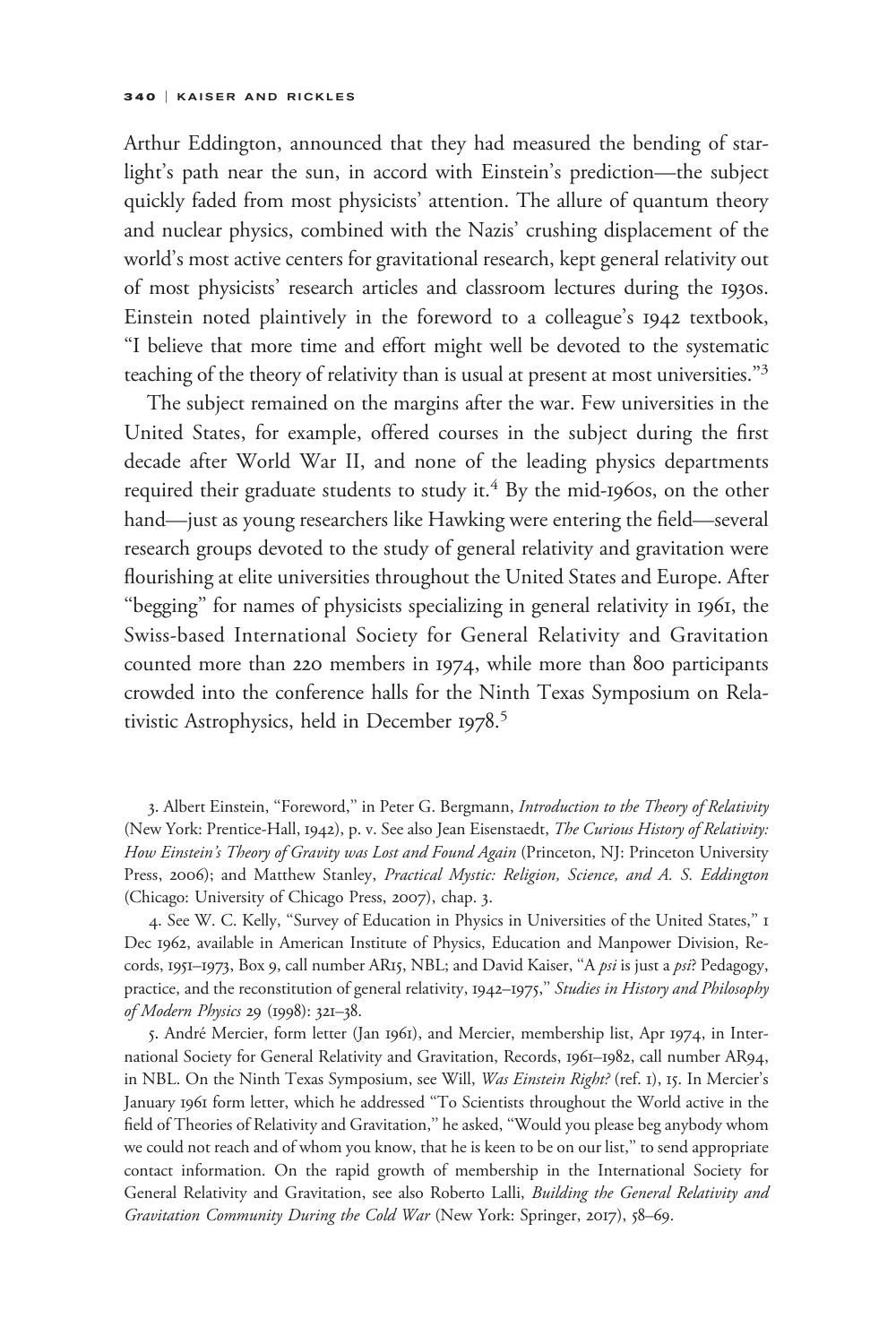Arthur Eddington, announced that they had measured the bending of starlight's path near the sun, in accord with Einstein's prediction—the subject quickly faded from most physicists' attention. The allure of quantum theory and nuclear physics, combined with the Nazis' crushing displacement of the world's most active centers for gravitational research, kept general relativity out of most physicists' research articles and classroom lectures during the 1930s. Einstein noted plaintively in the foreword to a colleague's 1942 textbook, "I believe that more time and effort might well be devoted to the systematic teaching of the theory of relativity than is usual at present at most universities."[3]

The subject remained on the margins after the war. Few universities in the United States, for example, offered courses in the subject during the first decade after World War II, and none of the leading physics departments required their graduate students to study it.[4] By the mid-1960s, on the other hand—just as young researchers like Hawking were entering the field—several research groups devoted to the study of general relativity and gravitation were flourishing at elite universities throughout the United States and Europe. After "begging" for names of physicists specializing in general relativity in 1961, the Swiss-based International Society for General Relativity and Gravitation counted more than 220 members in 1974, while more than 800 participants crowded into the conference halls for the Ninth Texas Symposium on Relativistic Astrophysics, held in December 1978.[5]

3. Albert Einstein, "Foreword," in Peter G. Bergmann, *Introduction to the Theory of Relativity* (New York: Prentice-Hall, 1942), p. v. See also Jean Eisenstaedt, *The Curious History of Relativity: How Einstein's Theory of Gravity was Lost and Found Again* (Princeton, NJ: Princeton University Press, 2006); and Matthew Stanley, *Practical Mystic: Religion, Science, and A. S. Eddington* (Chicago: University of Chicago Press, 2007), chap. 3.

4. See W. C. Kelly, "Survey of Education in Physics in Universities of the United States," 1 Dec 1962, available in American Institute of Physics, Education and Manpower Division, Records, 1951–1973, Box 9, call number AR15, NBL; and David Kaiser, "A *psi* is just a *psi*? Pedagogy, practice, and the reconstitution of general relativity, 1942–1975," *Studies in History and Philosophy of Modern Physics* 29 (1998): 321–38.

5. André Mercier, form letter (Jan 1961), and Mercier, membership list, Apr 1974, in International Society for General Relativity and Gravitation, Records, 1961–1982, call number AR94, in NBL. On the Ninth Texas Symposium, see Will, *Was Einstein Right?* (ref. 1), 15. In Mercier's January 1961 form letter, which he addressed "To Scientists throughout the World active in the field of Theories of Relativity and Gravitation," he asked, "Would you please beg anybody whom we could not reach and of whom you know, that he is keen to be on our list," to send appropriate contact information. On the rapid growth of membership in the International Society for General Relativity and Gravitation, see also Roberto Lalli, *Building the General Relativity and Gravitation Community During the Cold War* (New York: Springer, 2017), 58–69.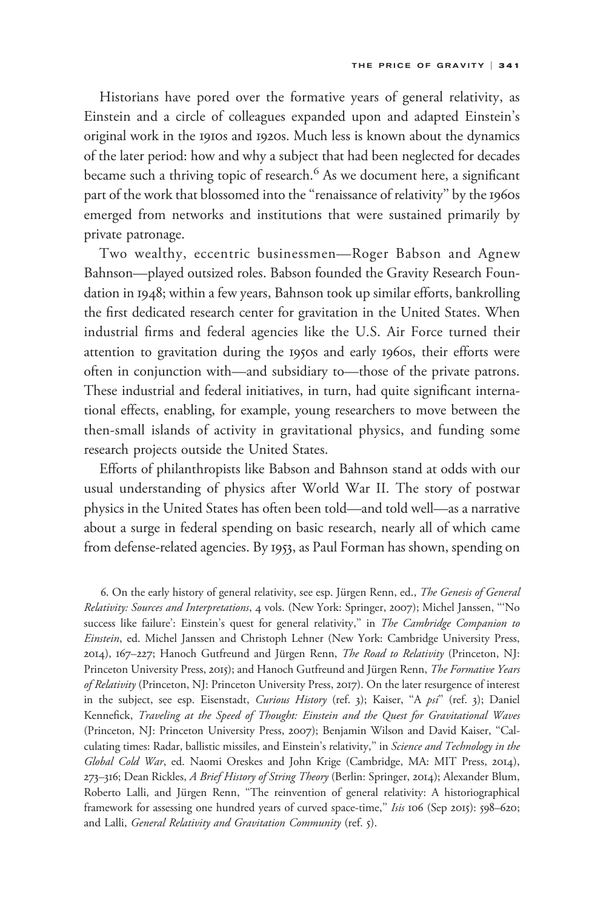Historians have pored over the formative years of general relativity, as Einstein and a circle of colleagues expanded upon and adapted Einstein's original work in the 1910s and 1920s. Much less is known about the dynamics of the later period: how and why a subject that had been neglected for decades became such a thriving topic of research.[6] As we document here, a significant part of the work that blossomed into the "renaissance of relativity" by the 1960s emerged from networks and institutions that were sustained primarily by private patronage.

Two wealthy, eccentric businessmen—Roger Babson and Agnew Bahnson—played outsized roles. Babson founded the Gravity Research Foundation in 1948; within a few years, Bahnson took up similar efforts, bankrolling the first dedicated research center for gravitation in the United States. When industrial firms and federal agencies like the U.S. Air Force turned their attention to gravitation during the 1950s and early 1960s, their efforts were often in conjunction with—and subsidiary to—those of the private patrons. These industrial and federal initiatives, in turn, had quite significant international effects, enabling, for example, young researchers to move between the then-small islands of activity in gravitational physics, and funding some research projects outside the United States.

Efforts of philanthropists like Babson and Bahnson stand at odds with our usual understanding of physics after World War II. The story of postwar physics in the United States has often been told—and told well—as a narrative about a surge in federal spending on basic research, nearly all of which came from defense-related agencies. By 1953, as Paul Forman has shown, spending on

6. On the early history of general relativity, see esp. Jürgen Renn, ed., *The Genesis of General Relativity: Sources and Interpretations*, 4 vols. (New York: Springer, 2007); Michel Janssen, "'No success like failure': Einstein's quest for general relativity," in *The Cambridge Companion to Einstein*, ed. Michel Janssen and Christoph Lehner (New York: Cambridge University Press, 2014), 167–227; Hanoch Gutfreund and Jürgen Renn, *The Road to Relativity* (Princeton, NJ: Princeton University Press, 2015); and Hanoch Gutfreund and Jürgen Renn, *The Formative Years of Relativity* (Princeton, NJ: Princeton University Press, 2017). On the later resurgence of interest in the subject, see esp. Eisenstadt, *Curious History* (ref. 3); Kaiser, "A *psi*" (ref. 3); Daniel Kennefick, *Traveling at the Speed of Thought: Einstein and the Quest for Gravitational Waves* (Princeton, NJ: Princeton University Press, 2007); Benjamin Wilson and David Kaiser, "Calculating times: Radar, ballistic missiles, and Einstein's relativity," in *Science and Technology in the Global Cold War*, ed. Naomi Oreskes and John Krige (Cambridge, MA: MIT Press, 2014), 273–316; Dean Rickles, *A Brief History of String Theory* (Berlin: Springer, 2014); Alexander Blum, Roberto Lalli, and Jürgen Renn, "The reinvention of general relativity: A historiographical framework for assessing one hundred years of curved space-time," *Isis* 106 (Sep 2015): 598–620; and Lalli, *General Relativity and Gravitation Community* (ref. 5).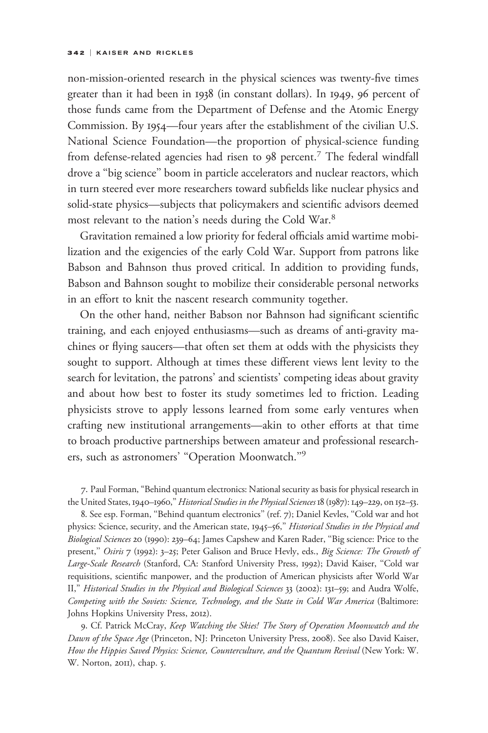non-mission-oriented research in the physical sciences was twenty-five times greater than it had been in 1938 (in constant dollars). In 1949, 96 percent of those funds came from the Department of Defense and the Atomic Energy Commission. By 1954—four years after the establishment of the civilian U.S. National Science Foundation—the proportion of physical-science funding from defense-related agencies had risen to 98 percent.[7] The federal windfall drove a "big science" boom in particle accelerators and nuclear reactors, which in turn steered ever more researchers toward subfields like nuclear physics and solid-state physics—subjects that policymakers and scientific advisors deemed most relevant to the nation's needs during the Cold War.[8]

Gravitation remained a low priority for federal officials amid wartime mobilization and the exigencies of the early Cold War. Support from patrons like Babson and Bahnson thus proved critical. In addition to providing funds, Babson and Bahnson sought to mobilize their considerable personal networks in an effort to knit the nascent research community together.

On the other hand, neither Babson nor Bahnson had significant scientific training, and each enjoyed enthusiasms—such as dreams of anti-gravity machines or flying saucers—that often set them at odds with the physicists they sought to support. Although at times these different views lent levity to the search for levitation, the patrons' and scientists' competing ideas about gravity and about how best to foster its study sometimes led to friction. Leading physicists strove to apply lessons learned from some early ventures when crafting new institutional arrangements—akin to other efforts at that time to broach productive partnerships between amateur and professional researchers, such as astronomers' "Operation Moonwatch."[9]

7. Paul Forman, "Behind quantum electronics: National security as basis for physical research in the United States, 1940–1960," *Historical Studies in the Physical Sciences* 18 (1987): 149–229, on 152–53.

8. See esp. Forman, "Behind quantum electronics" (ref. 7); Daniel Kevles, "Cold war and hot physics: Science, security, and the American state, 1945–56," *Historical Studies in the Physical and Biological Sciences* 20 (1990): 239–64; James Capshew and Karen Rader, "Big science: Price to the present," *Osiris* 7 (1992): 3–25; Peter Galison and Bruce Hevly, eds., *Big Science: The Growth of Large-Scale Research* (Stanford, CA: Stanford University Press, 1992); David Kaiser, "Cold war requisitions, scientific manpower, and the production of American physicists after World War II," *Historical Studies in the Physical and Biological Sciences* 33 (2002): 131–59; and Audra Wolfe, *Competing with the Soviets: Science, Technology, and the State in Cold War America* (Baltimore: Johns Hopkins University Press, 2012).

9. Cf. Patrick McCray, *Keep Watching the Skies! The Story of Operation Moonwatch and the Dawn of the Space Age* (Princeton, NJ: Princeton University Press, 2008). See also David Kaiser, *How the Hippies Saved Physics: Science, Counterculture, and the Quantum Revival* (New York: W. W. Norton, 2011), chap. 5.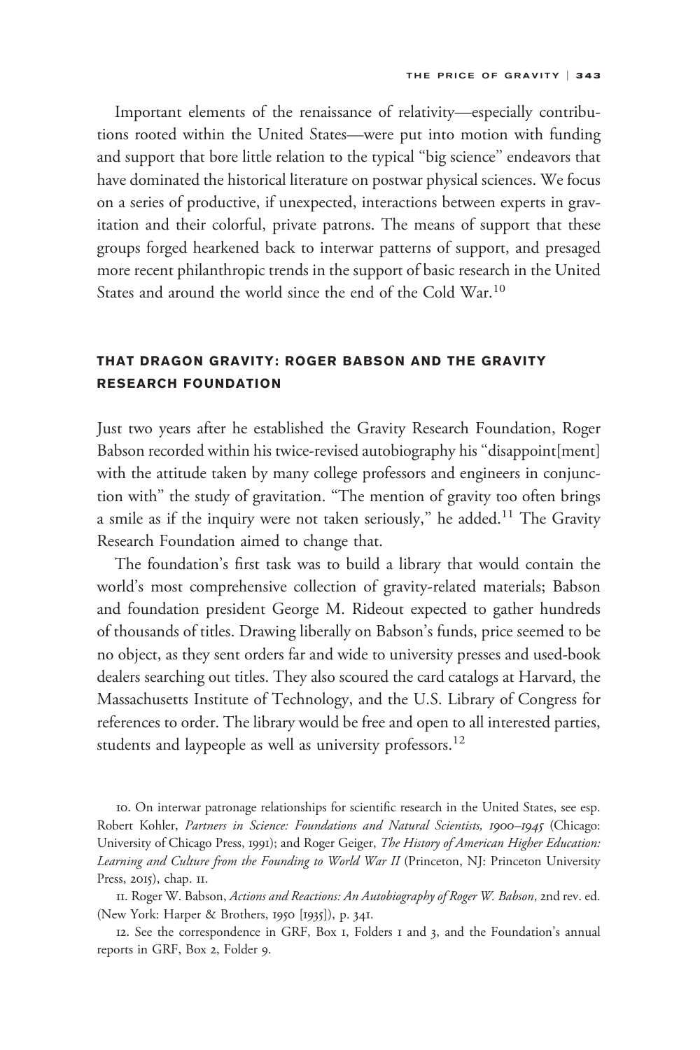Important elements of the renaissance of relativity—especially contributions rooted within the United States—were put into motion with funding and support that bore little relation to the typical "big science" endeavors that have dominated the historical literature on postwar physical sciences. We focus on a series of productive, if unexpected, interactions between experts in gravitation and their colorful, private patrons. The means of support that these groups forged hearkened back to interwar patterns of support, and presaged more recent philanthropic trends in the support of basic research in the United States and around the world since the end of the Cold War.[10]

## THAT DRAGON GRAVITY: ROGER BABSON AND THE GRAVITY RESEARCH FOUNDATION

Just two years after he established the Gravity Research Foundation, Roger Babson recorded within his twice-revised autobiography his "disappoint[ment] with the attitude taken by many college professors and engineers in conjunction with" the study of gravitation. "The mention of gravity too often brings a smile as if the inquiry were not taken seriously," he added.[11] The Gravity Research Foundation aimed to change that.

The foundation's first task was to build a library that would contain the world's most comprehensive collection of gravity-related materials; Babson and foundation president George M. Rideout expected to gather hundreds of thousands of titles. Drawing liberally on Babson's funds, price seemed to be no object, as they sent orders far and wide to university presses and used-book dealers searching out titles. They also scoured the card catalogs at Harvard, the Massachusetts Institute of Technology, and the U.S. Library of Congress for references to order. The library would be free and open to all interested parties, students and laypeople as well as university professors.[12]

10. On interwar patronage relationships for scientific research in the United States, see esp. Robert Kohler, *Partners in Science: Foundations and Natural Scientists, 1900–1945* (Chicago: University of Chicago Press, 1991); and Roger Geiger, *The History of American Higher Education: Learning and Culture from the Founding to World War II* (Princeton, NJ: Princeton University Press, 2015), chap. 11.

11. Roger W. Babson, *Actions and Reactions: An Autobiography of Roger W. Babson*, 2nd rev. ed. (New York: Harper & Brothers, 1950 [1935]), p. 341.

12. See the correspondence in GRF, Box 1, Folders 1 and 3, and the Foundation's annual reports in GRF, Box 2, Folder 9.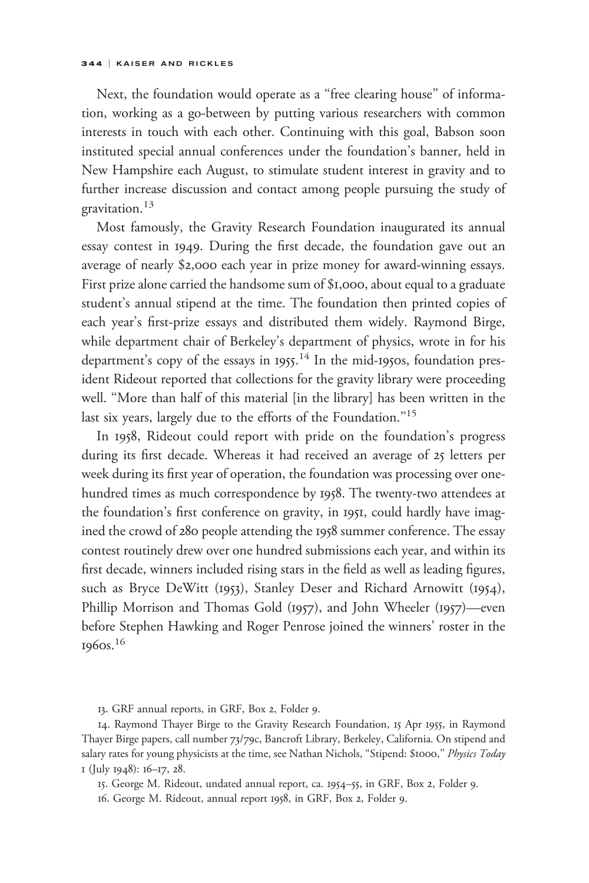Next, the foundation would operate as a "free clearing house" of information, working as a go-between by putting various researchers with common interests in touch with each other. Continuing with this goal, Babson soon instituted special annual conferences under the foundation's banner, held in New Hampshire each August, to stimulate student interest in gravity and to further increase discussion and contact among people pursuing the study of gravitation.[13]

Most famously, the Gravity Research Foundation inaugurated its annual essay contest in 1949. During the first decade, the foundation gave out an average of nearly $2,000 each year in prize money for award-winning essays. First prize alone carried the handsome sum of $1,000, about equal to a graduate student's annual stipend at the time. The foundation then printed copies of each year's first-prize essays and distributed them widely. Raymond Birge, while department chair of Berkeley's department of physics, wrote in for his department's copy of the essays in 1955.[14] In the mid-1950s, foundation president Rideout reported that collections for the gravity library were proceeding well. "More than half of this material [in the library] has been written in the last six years, largely due to the efforts of the Foundation."[15]

In 1958, Rideout could report with pride on the foundation's progress during its first decade. Whereas it had received an average of 25 letters per week during its first year of operation, the foundation was processing over one-hundred times as much correspondence by 1958. The twenty-two attendees at the foundation's first conference on gravity, in 1951, could hardly have imagined the crowd of 280 people attending the 1958 summer conference. The essay contest routinely drew over one hundred submissions each year, and within its first decade, winners included rising stars in the field as well as leading figures, such as Bryce DeWitt (1953), Stanley Deser and Richard Arnowitt (1954), Phillip Morrison and Thomas Gold (1957), and John Wheeler (1957)—even before Stephen Hawking and Roger Penrose joined the winners' roster in the 1960s.[16]

13. GRF annual reports, in GRF, Box 2, Folder 9.

14. Raymond Thayer Birge to the Gravity Research Foundation, 15 Apr 1955, in Raymond Thayer Birge papers, call number 73/79c, Bancroft Library, Berkeley, California. On stipend and salary rates for young physicists at the time, see Nathan Nichols, "Stipend: $1000," *Physics Today* 1 (July 1948): 16–17, 28.

15. George M. Rideout, undated annual report, ca. 1954–55, in GRF, Box 2, Folder 9.

16. George M. Rideout, annual report 1958, in GRF, Box 2, Folder 9.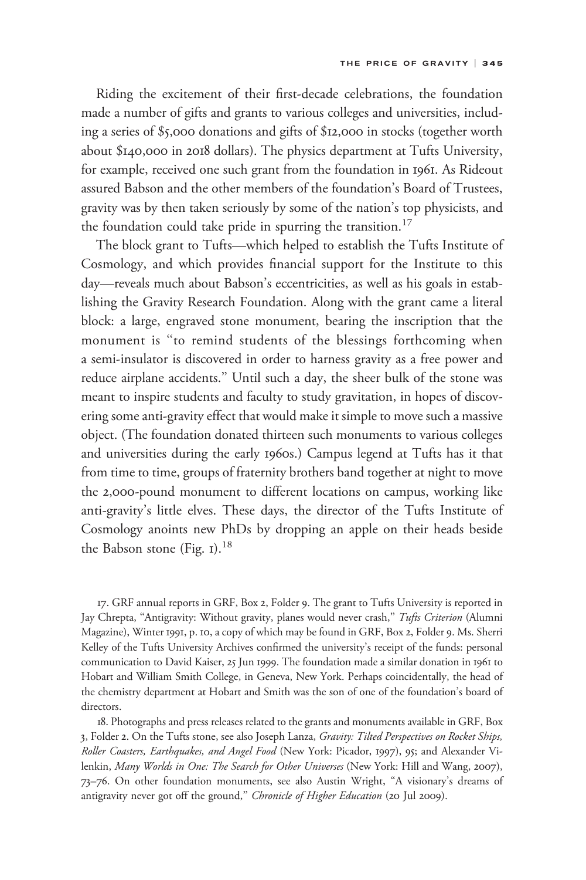Riding the excitement of their first-decade celebrations, the foundation made a number of gifts and grants to various colleges and universities, including a series of $5,000 donations and gifts of $12,000 in stocks (together worth about $140,000 in 2018 dollars). The physics department at Tufts University, for example, received one such grant from the foundation in 1961. As Rideout assured Babson and the other members of the foundation's Board of Trustees, gravity was by then taken seriously by some of the nation's top physicists, and the foundation could take pride in spurring the transition.[17]

The block grant to Tufts—which helped to establish the Tufts Institute of Cosmology, and which provides financial support for the Institute to this day—reveals much about Babson's eccentricities, as well as his goals in establishing the Gravity Research Foundation. Along with the grant came a literal block: a large, engraved stone monument, bearing the inscription that the monument is "to remind students of the blessings forthcoming when a semi-insulator is discovered in order to harness gravity as a free power and reduce airplane accidents." Until such a day, the sheer bulk of the stone was meant to inspire students and faculty to study gravitation, in hopes of discovering some anti-gravity effect that would make it simple to move such a massive object. (The foundation donated thirteen such monuments to various colleges and universities during the early 1960s.) Campus legend at Tufts has it that from time to time, groups of fraternity brothers band together at night to move the 2,000-pound monument to different locations on campus, working like anti-gravity's little elves. These days, the director of the Tufts Institute of Cosmology anoints new PhDs by dropping an apple on their heads beside the Babson stone (Fig. 1).[18]

17. GRF annual reports in GRF, Box 2, Folder 9. The grant to Tufts University is reported in Jay Chrepta, "Antigravity: Without gravity, planes would never crash," *Tufts Criterion* (Alumni Magazine), Winter 1991, p. 10, a copy of which may be found in GRF, Box 2, Folder 9. Ms. Sherri Kelley of the Tufts University Archives confirmed the university's receipt of the funds: personal communication to David Kaiser, 25 Jun 1999. The foundation made a similar donation in 1961 to Hobart and William Smith College, in Geneva, New York. Perhaps coincidentally, the head of the chemistry department at Hobart and Smith was the son of one of the foundation's board of directors.

18. Photographs and press releases related to the grants and monuments available in GRF, Box 3, Folder 2. On the Tufts stone, see also Joseph Lanza, *Gravity: Tilted Perspectives on Rocket Ships, Roller Coasters, Earthquakes, and Angel Food* (New York: Picador, 1997), 95; and Alexander Vilenkin, *Many Worlds in One: The Search for Other Universes* (New York: Hill and Wang, 2007), 73–76. On other foundation monuments, see also Austin Wright, "A visionary's dreams of antigravity never got off the ground," *Chronicle of Higher Education* (20 Jul 2009).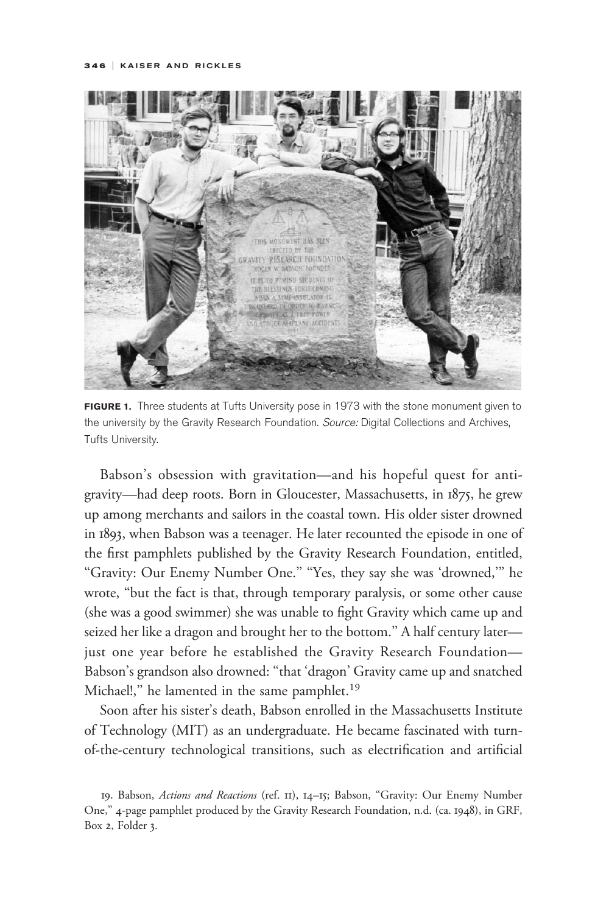**FIGURE 1.** Three students at Tufts University pose in 1973 with the stone monument given to the university by the Gravity Research Foundation. *Source:* Digital Collections and Archives, Tufts University.

Babson's obsession with gravitation—and his hopeful quest for anti-gravity—had deep roots. Born in Gloucester, Massachusetts, in 1875, he grew up among merchants and sailors in the coastal town. His older sister drowned in 1893, when Babson was a teenager. He later recounted the episode in one of the first pamphlets published by the Gravity Research Foundation, entitled, "Gravity: Our Enemy Number One." "Yes, they say she was 'drowned,'" he wrote, "but the fact is that, through temporary paralysis, or some other cause (she was a good swimmer) she was unable to fight Gravity which came up and seized her like a dragon and brought her to the bottom." A half century later—just one year before he established the Gravity Research Foundation—Babson's grandson also drowned: "that 'dragon' Gravity came up and snatched Michael!," he lamented in the same pamphlet.[19]

Soon after his sister's death, Babson enrolled in the Massachusetts Institute of Technology (MIT) as an undergraduate. He became fascinated with turn-of-the-century technological transitions, such as electrification and artificial

19. Babson, *Actions and Reactions* (ref. 11), 14–15; Babson, "Gravity: Our Enemy Number One," 4-page pamphlet produced by the Gravity Research Foundation, n.d. (ca. 1948), in GRF, Box 2, Folder 3.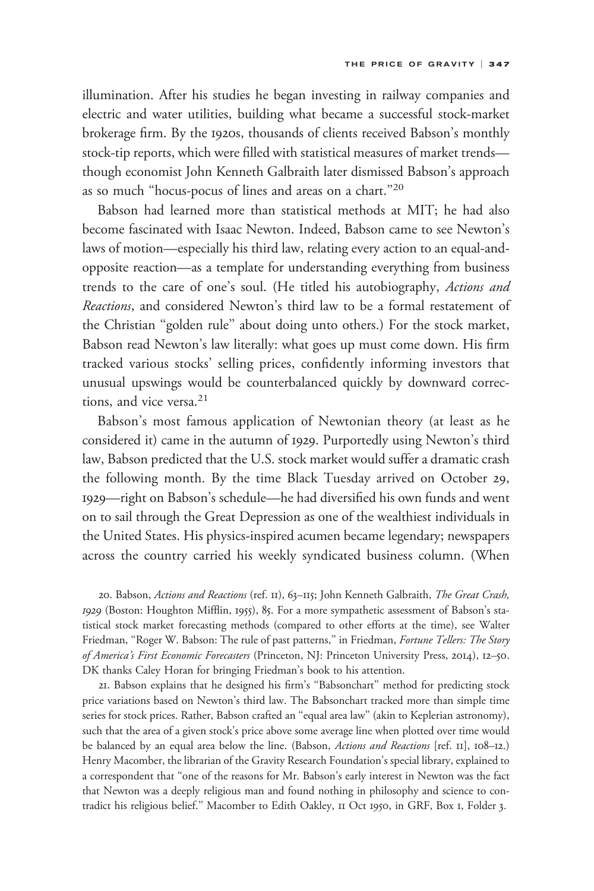illumination. After his studies he began investing in railway companies and electric and water utilities, building what became a successful stock-market brokerage firm. By the 1920s, thousands of clients received Babson's monthly stock-tip reports, which were filled with statistical measures of market trends—though economist John Kenneth Galbraith later dismissed Babson's approach as so much "hocus-pocus of lines and areas on a chart."[20]

Babson had learned more than statistical methods at MIT; he had also become fascinated with Isaac Newton. Indeed, Babson came to see Newton's laws of motion—especially his third law, relating every action to an equal-and-opposite reaction—as a template for understanding everything from business trends to the care of one's soul. (He titled his autobiography, *Actions and Reactions*, and considered Newton's third law to be a formal restatement of the Christian "golden rule" about doing unto others.) For the stock market, Babson read Newton's law literally: what goes up must come down. His firm tracked various stocks' selling prices, confidently informing investors that unusual upswings would be counterbalanced quickly by downward corrections, and vice versa.[21]

Babson's most famous application of Newtonian theory (at least as he considered it) came in the autumn of 1929. Purportedly using Newton's third law, Babson predicted that the U.S. stock market would suffer a dramatic crash the following month. By the time Black Tuesday arrived on October 29, 1929—right on Babson's schedule—he had diversified his own funds and went on to sail through the Great Depression as one of the wealthiest individuals in the United States. His physics-inspired acumen became legendary; newspapers across the country carried his weekly syndicated business column. (When

20. Babson, *Actions and Reactions* (ref. 11), 63–115; John Kenneth Galbraith, *The Great Crash, 1929* (Boston: Houghton Mifflin, 1955), 85. For a more sympathetic assessment of Babson's statistical stock market forecasting methods (compared to other efforts at the time), see Walter Friedman, "Roger W. Babson: The rule of past patterns," in Friedman, *Fortune Tellers: The Story of America's First Economic Forecasters* (Princeton, NJ: Princeton University Press, 2014), 12–50. DK thanks Caley Horan for bringing Friedman's book to his attention.

21. Babson explains that he designed his firm's "Babsonchart" method for predicting stock price variations based on Newton's third law. The Babsonchart tracked more than simple time series for stock prices. Rather, Babson crafted an "equal area law" (akin to Keplerian astronomy), such that the area of a given stock's price above some average line when plotted over time would be balanced by an equal area below the line. (Babson, *Actions and Reactions* [ref. 11], 108–12.) Henry Macomber, the librarian of the Gravity Research Foundation's special library, explained to a correspondent that "one of the reasons for Mr. Babson's early interest in Newton was the fact that Newton was a deeply religious man and found nothing in philosophy and science to contradict his religious belief." Macomber to Edith Oakley, 11 Oct 1950, in GRF, Box 1, Folder 3.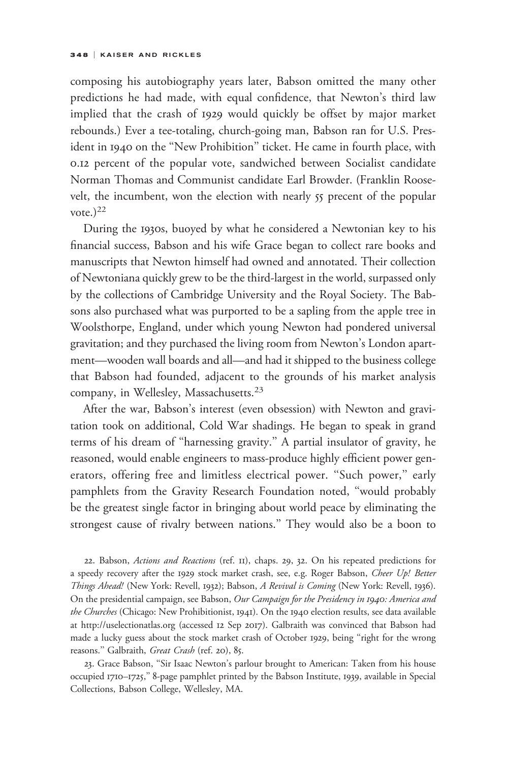composing his autobiography years later, Babson omitted the many other predictions he had made, with equal confidence, that Newton's third law implied that the crash of 1929 would quickly be offset by major market rebounds.) Ever a tee-totaling, church-going man, Babson ran for U.S. President in 1940 on the "New Prohibition" ticket. He came in fourth place, with 0.12 percent of the popular vote, sandwiched between Socialist candidate Norman Thomas and Communist candidate Earl Browder. (Franklin Roosevelt, the incumbent, won the election with nearly 55 precent of the popular vote.)[22]

During the 1930s, buoyed by what he considered a Newtonian key to his financial success, Babson and his wife Grace began to collect rare books and manuscripts that Newton himself had owned and annotated. Their collection of Newtoniana quickly grew to be the third-largest in the world, surpassed only by the collections of Cambridge University and the Royal Society. The Babsons also purchased what was purported to be a sapling from the apple tree in Woolsthorpe, England, under which young Newton had pondered universal gravitation; and they purchased the living room from Newton's London apartment—wooden wall boards and all—and had it shipped to the business college that Babson had founded, adjacent to the grounds of his market analysis company, in Wellesley, Massachusetts.[23]

After the war, Babson's interest (even obsession) with Newton and gravitation took on additional, Cold War shadings. He began to speak in grand terms of his dream of "harnessing gravity." A partial insulator of gravity, he reasoned, would enable engineers to mass-produce highly efficient power generators, offering free and limitless electrical power. "Such power," early pamphlets from the Gravity Research Foundation noted, "would probably be the greatest single factor in bringing about world peace by eliminating the strongest cause of rivalry between nations." They would also be a boon to

22. Babson, *Actions and Reactions* (ref. 11), chaps. 29, 32. On his repeated predictions for a speedy recovery after the 1929 stock market crash, see, e.g. Roger Babson, *Cheer Up! Better Things Ahead!* (New York: Revell, 1932); Babson, *A Revival is Coming* (New York: Revell, 1936). On the presidential campaign, see Babson, *Our Campaign for the Presidency in 1940: America and the Churches* (Chicago: New Prohibitionist, 1941). On the 1940 election results, see data available at http://uselectionatlas.org (accessed 12 Sep 2017). Galbraith was convinced that Babson had made a lucky guess about the stock market crash of October 1929, being "right for the wrong reasons." Galbraith, *Great Crash* (ref. 20), 85.

23. Grace Babson, "Sir Isaac Newton's parlour brought to American: Taken from his house occupied 1710–1725," 8-page pamphlet printed by the Babson Institute, 1939, available in Special Collections, Babson College, Wellesley, MA.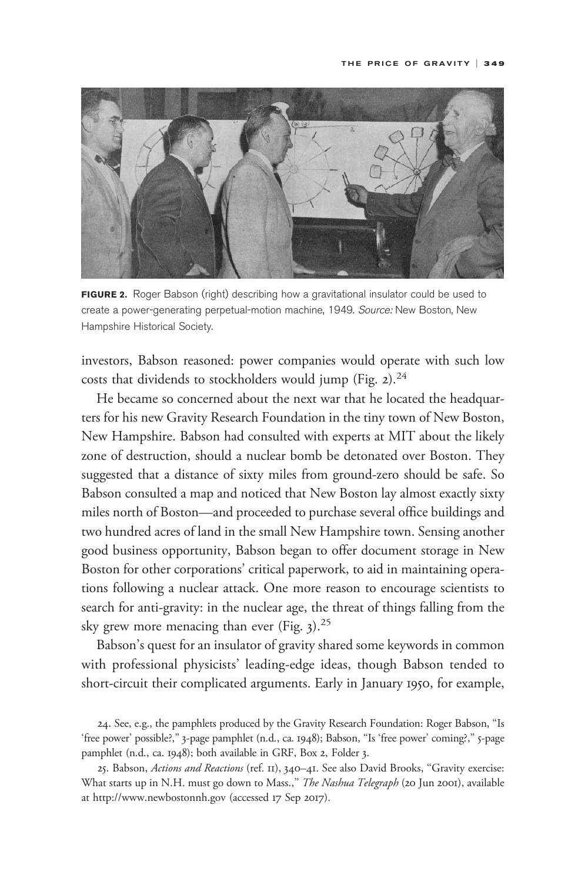**FIGURE 2.** Roger Babson (right) describing how a gravitational insulator could be used to create a power-generating perpetual-motion machine, 1949. *Source:* New Boston, New Hampshire Historical Society.

investors, Babson reasoned: power companies would operate with such low costs that dividends to stockholders would jump (Fig. 2).[24]

He became so concerned about the next war that he located the headquarters for his new Gravity Research Foundation in the tiny town of New Boston, New Hampshire. Babson had consulted with experts at MIT about the likely zone of destruction, should a nuclear bomb be detonated over Boston. They suggested that a distance of sixty miles from ground-zero should be safe. So Babson consulted a map and noticed that New Boston lay almost exactly sixty miles north of Boston—and proceeded to purchase several office buildings and two hundred acres of land in the small New Hampshire town. Sensing another good business opportunity, Babson began to offer document storage in New Boston for other corporations' critical paperwork, to aid in maintaining operations following a nuclear attack. One more reason to encourage scientists to search for anti-gravity: in the nuclear age, the threat of things falling from the sky grew more menacing than ever (Fig. 3).[25]

Babson's quest for an insulator of gravity shared some keywords in common with professional physicists' leading-edge ideas, though Babson tended to short-circuit their complicated arguments. Early in January 1950, for example,

24. See, e.g., the pamphlets produced by the Gravity Research Foundation: Roger Babson, "Is 'free power' possible?," 3-page pamphlet (n.d., ca. 1948); Babson, "Is 'free power' coming?," 5-page pamphlet (n.d., ca. 1948); both available in GRF, Box 2, Folder 3.

25. Babson, *Actions and Reactions* (ref. 11), 340–41. See also David Brooks, "Gravity exercise: What starts up in N.H. must go down to Mass.," *The Nashua Telegraph* (20 Jun 2001), available at http://www.newbostonnh.gov (accessed 17 Sep 2017).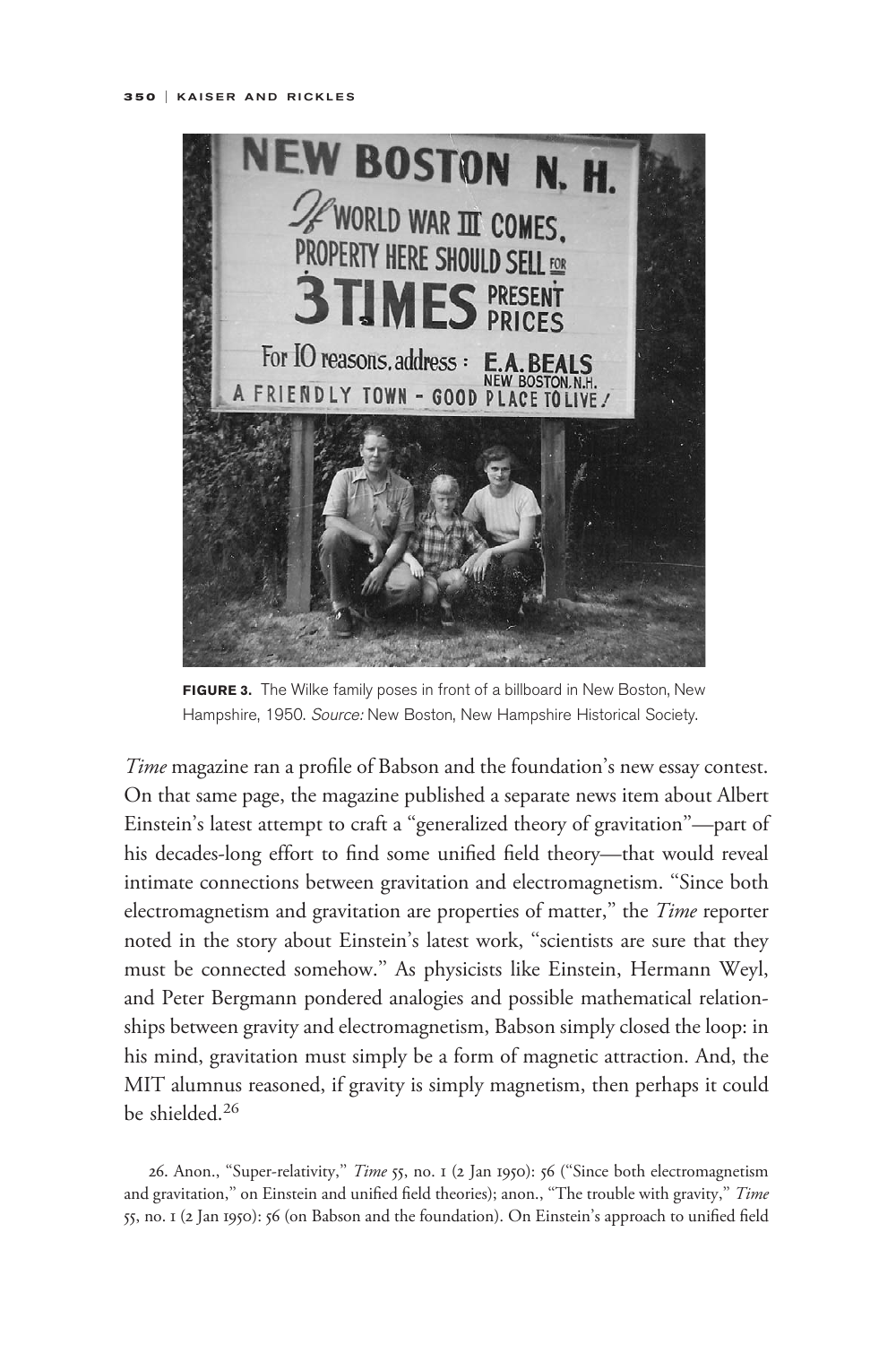**FIGURE 3.** The Wilke family poses in front of a billboard in New Boston, New Hampshire, 1950. *Source:* New Boston, New Hampshire Historical Society.

*Time* magazine ran a profile of Babson and the foundation's new essay contest. On that same page, the magazine published a separate news item about Albert Einstein's latest attempt to craft a "generalized theory of gravitation"—part of his decades-long effort to find some unified field theory—that would reveal intimate connections between gravitation and electromagnetism. "Since both electromagnetism and gravitation are properties of matter," the *Time* reporter noted in the story about Einstein's latest work, "scientists are sure that they must be connected somehow." As physicists like Einstein, Hermann Weyl, and Peter Bergmann pondered analogies and possible mathematical relationships between gravity and electromagnetism, Babson simply closed the loop: in his mind, gravitation must simply be a form of magnetic attraction. And, the MIT alumnus reasoned, if gravity is simply magnetism, then perhaps it could be shielded.[26]

26. Anon., "Super-relativity," *Time* 55, no. 1 (2 Jan 1950): 56 ("Since both electromagnetism and gravitation," on Einstein and unified field theories); anon., "The trouble with gravity," *Time* 55, no. 1 (2 Jan 1950): 56 (on Babson and the foundation). On Einstein's approach to unified field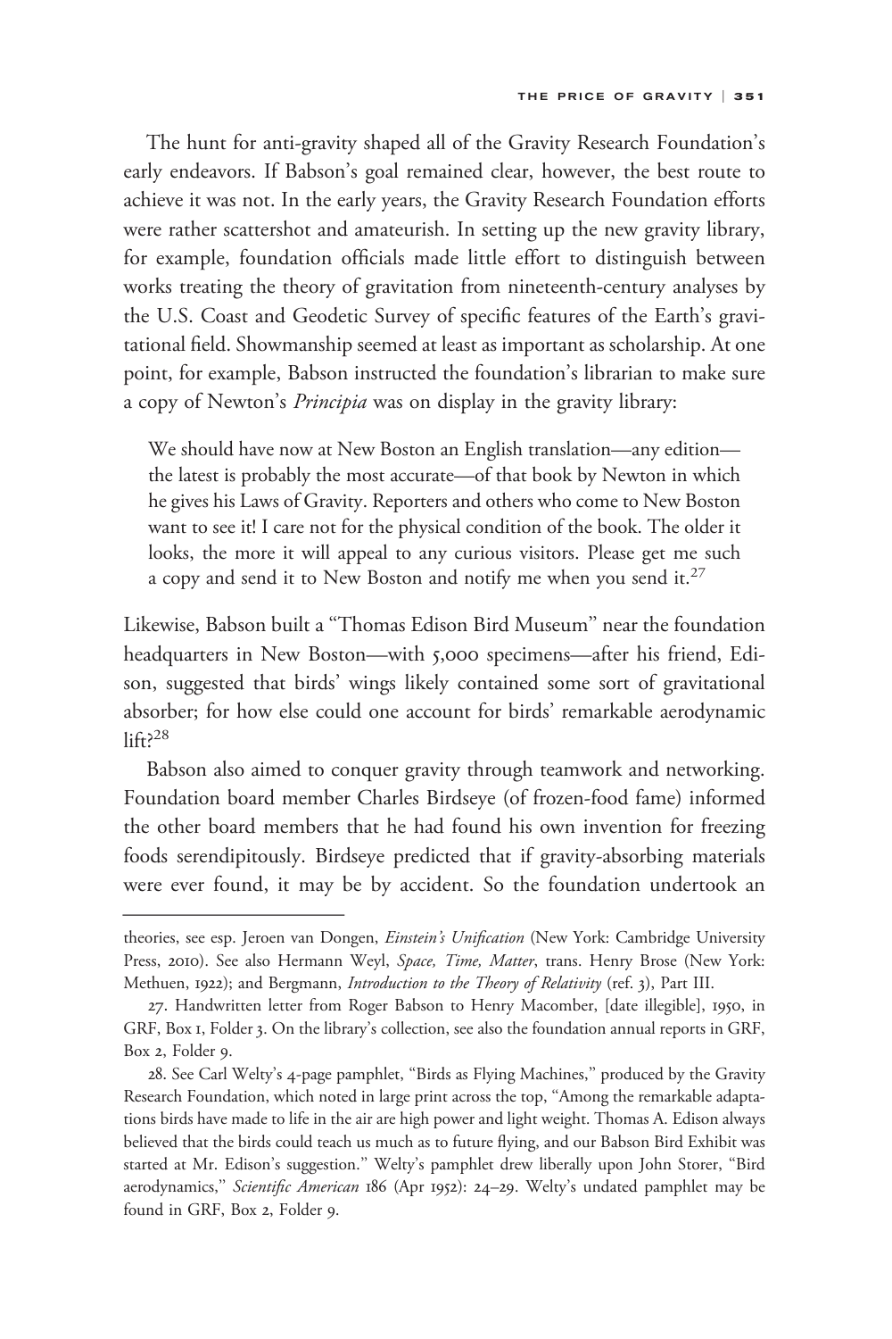The hunt for anti-gravity shaped all of the Gravity Research Foundation's early endeavors. If Babson's goal remained clear, however, the best route to achieve it was not. In the early years, the Gravity Research Foundation efforts were rather scattershot and amateurish. In setting up the new gravity library, for example, foundation officials made little effort to distinguish between works treating the theory of gravitation from nineteenth-century analyses by the U.S. Coast and Geodetic Survey of specific features of the Earth's gravitational field. Showmanship seemed at least as important as scholarship. At one point, for example, Babson instructed the foundation's librarian to make sure a copy of Newton's *Principia* was on display in the gravity library:

> We should have now at New Boston an English translation—any edition—the latest is probably the most accurate—of that book by Newton in which he gives his Laws of Gravity. Reporters and others who come to New Boston want to see it! I care not for the physical condition of the book. The older it looks, the more it will appeal to any curious visitors. Please get me such a copy and send it to New Boston and notify me when you send it.[27]

Likewise, Babson built a "Thomas Edison Bird Museum" near the foundation headquarters in New Boston—with 5,000 specimens—after his friend, Edison, suggested that birds' wings likely contained some sort of gravitational absorber; for how else could one account for birds' remarkable aerodynamic lift?[28]

Babson also aimed to conquer gravity through teamwork and networking. Foundation board member Charles Birdseye (of frozen-food fame) informed the other board members that he had found his own invention for freezing foods serendipitously. Birdseye predicted that if gravity-absorbing materials were ever found, it may be by accident. So the foundation undertook an

---

theories, see esp. Jeroen van Dongen, *Einstein's Unification* (New York: Cambridge University Press, 2010). See also Hermann Weyl, *Space, Time, Matter*, trans. Henry Brose (New York: Methuen, 1922); and Bergmann, *Introduction to the Theory of Relativity* (ref. 3), Part III.

27. Handwritten letter from Roger Babson to Henry Macomber, [date illegible], 1950, in GRF, Box 1, Folder 3. On the library's collection, see also the foundation annual reports in GRF, Box 2, Folder 9.

28. See Carl Welty's 4-page pamphlet, "Birds as Flying Machines," produced by the Gravity Research Foundation, which noted in large print across the top, "Among the remarkable adaptations birds have made to life in the air are high power and light weight. Thomas A. Edison always believed that the birds could teach us much as to future flying, and our Babson Bird Exhibit was started at Mr. Edison's suggestion." Welty's pamphlet drew liberally upon John Storer, "Bird aerodynamics," *Scientific American* 186 (Apr 1952): 24–29. Welty's undated pamphlet may be found in GRF, Box 2, Folder 9.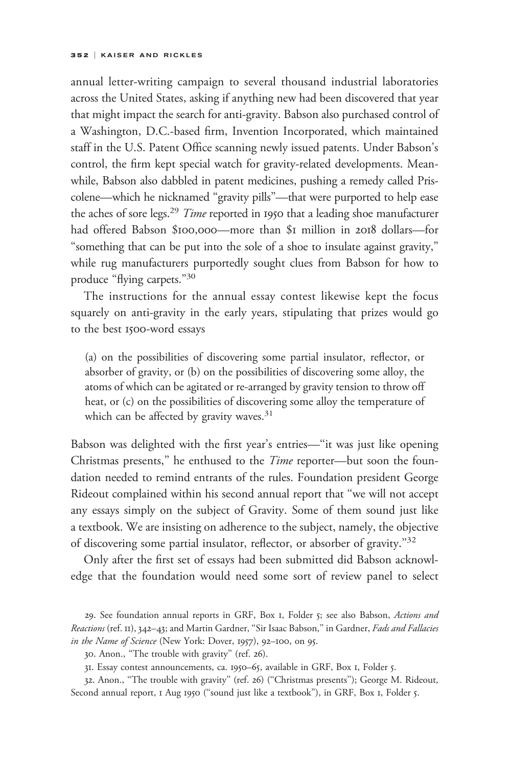annual letter-writing campaign to several thousand industrial laboratories across the United States, asking if anything new had been discovered that year that might impact the search for anti-gravity. Babson also purchased control of a Washington, D.C.-based firm, Invention Incorporated, which maintained staff in the U.S. Patent Office scanning newly issued patents. Under Babson's control, the firm kept special watch for gravity-related developments. Meanwhile, Babson also dabbled in patent medicines, pushing a remedy called Priscolene—which he nicknamed "gravity pills"—that were purported to help ease the aches of sore legs.[29] *Time* reported in 1950 that a leading shoe manufacturer had offered Babson $100,000—more than $1 million in 2018 dollars—for "something that can be put into the sole of a shoe to insulate against gravity," while rug manufacturers purportedly sought clues from Babson for how to produce "flying carpets."[30]

The instructions for the annual essay contest likewise kept the focus squarely on anti-gravity in the early years, stipulating that prizes would go to the best 1500-word essays

> (a) on the possibilities of discovering some partial insulator, reflector, or absorber of gravity, or (b) on the possibilities of discovering some alloy, the atoms of which can be agitated or re-arranged by gravity tension to throw off heat, or (c) on the possibilities of discovering some alloy the temperature of which can be affected by gravity waves.[31]

Babson was delighted with the first year's entries—"it was just like opening Christmas presents," he enthused to the *Time* reporter—but soon the foundation needed to remind entrants of the rules. Foundation president George Rideout complained within his second annual report that "we will not accept any essays simply on the subject of Gravity. Some of them sound just like a textbook. We are insisting on adherence to the subject, namely, the objective of discovering some partial insulator, reflector, or absorber of gravity."[32]

Only after the first set of essays had been submitted did Babson acknowledge that the foundation would need some sort of review panel to select

29. See foundation annual reports in GRF, Box 1, Folder 5; see also Babson, *Actions and Reactions* (ref. 11), 342–43; and Martin Gardner, "Sir Isaac Babson," in Gardner, *Fads and Fallacies in the Name of Science* (New York: Dover, 1957), 92–100, on 95.

30. Anon., "The trouble with gravity" (ref. 26).

31. Essay contest announcements, ca. 1950–65, available in GRF, Box 1, Folder 5.

32. Anon., "The trouble with gravity" (ref. 26) ("Christmas presents"); George M. Rideout, Second annual report, 1 Aug 1950 ("sound just like a textbook"), in GRF, Box 1, Folder 5.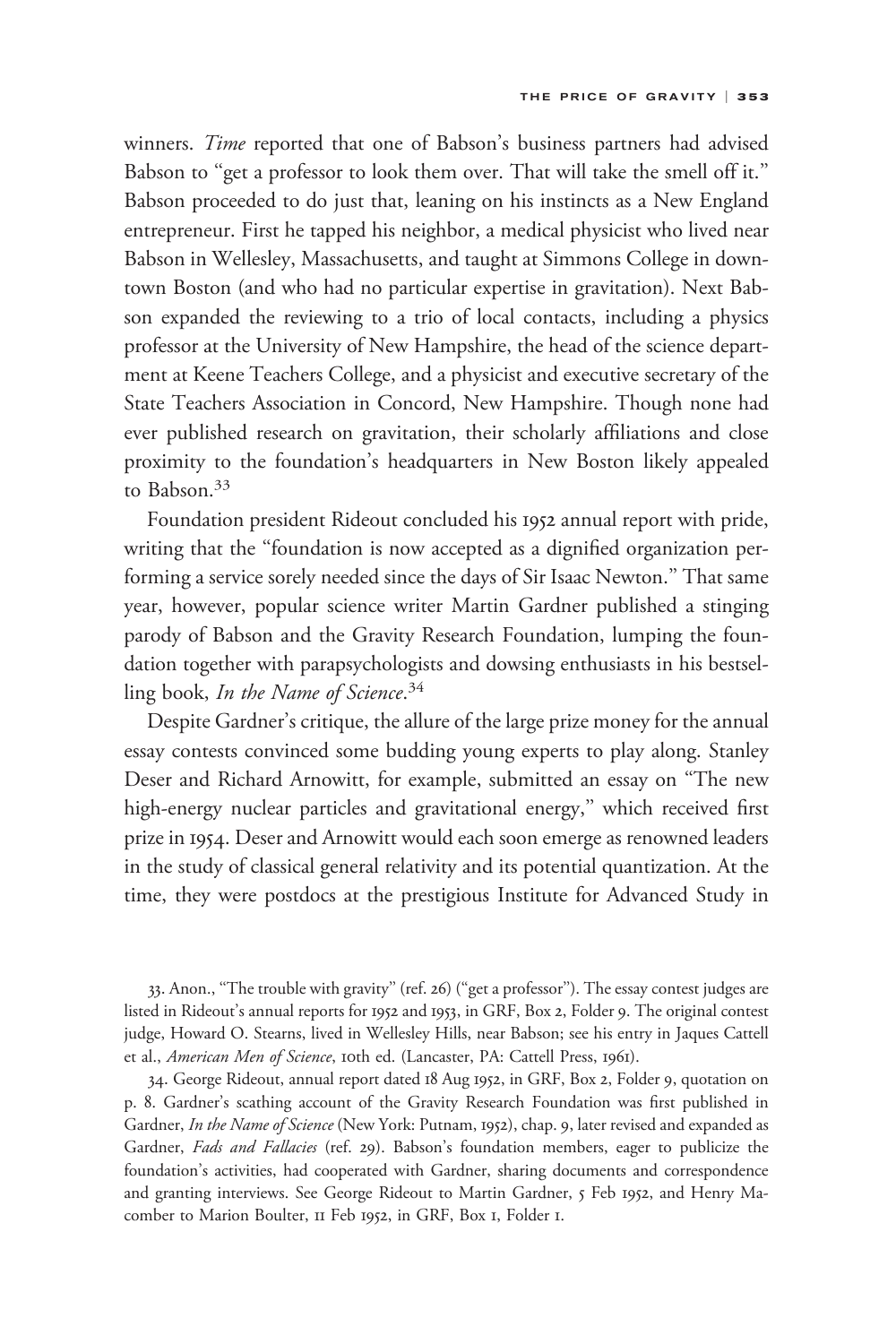winners. *Time* reported that one of Babson's business partners had advised Babson to "get a professor to look them over. That will take the smell off it." Babson proceeded to do just that, leaning on his instincts as a New England entrepreneur. First he tapped his neighbor, a medical physicist who lived near Babson in Wellesley, Massachusetts, and taught at Simmons College in downtown Boston (and who had no particular expertise in gravitation). Next Babson expanded the reviewing to a trio of local contacts, including a physics professor at the University of New Hampshire, the head of the science department at Keene Teachers College, and a physicist and executive secretary of the State Teachers Association in Concord, New Hampshire. Though none had ever published research on gravitation, their scholarly affiliations and close proximity to the foundation's headquarters in New Boston likely appealed to Babson.[33]

Foundation president Rideout concluded his 1952 annual report with pride, writing that the "foundation is now accepted as a dignified organization performing a service sorely needed since the days of Sir Isaac Newton." That same year, however, popular science writer Martin Gardner published a stinging parody of Babson and the Gravity Research Foundation, lumping the foundation together with parapsychologists and dowsing enthusiasts in his bestselling book, *In the Name of Science*.[34]

Despite Gardner's critique, the allure of the large prize money for the annual essay contests convinced some budding young experts to play along. Stanley Deser and Richard Arnowitt, for example, submitted an essay on "The new high-energy nuclear particles and gravitational energy," which received first prize in 1954. Deser and Arnowitt would each soon emerge as renowned leaders in the study of classical general relativity and its potential quantization. At the time, they were postdocs at the prestigious Institute for Advanced Study in

33. Anon., "The trouble with gravity" (ref. 26) ("get a professor"). The essay contest judges are listed in Rideout's annual reports for 1952 and 1953, in GRF, Box 2, Folder 9. The original contest judge, Howard O. Stearns, lived in Wellesley Hills, near Babson; see his entry in Jaques Cattell et al., *American Men of Science*, 10th ed. (Lancaster, PA: Cattell Press, 1961).

34. George Rideout, annual report dated 18 Aug 1952, in GRF, Box 2, Folder 9, quotation on p. 8. Gardner's scathing account of the Gravity Research Foundation was first published in Gardner, *In the Name of Science* (New York: Putnam, 1952), chap. 9, later revised and expanded as Gardner, *Fads and Fallacies* (ref. 29). Babson's foundation members, eager to publicize the foundation's activities, had cooperated with Gardner, sharing documents and correspondence and granting interviews. See George Rideout to Martin Gardner, 5 Feb 1952, and Henry Macomber to Marion Boulter, 11 Feb 1952, in GRF, Box 1, Folder 1.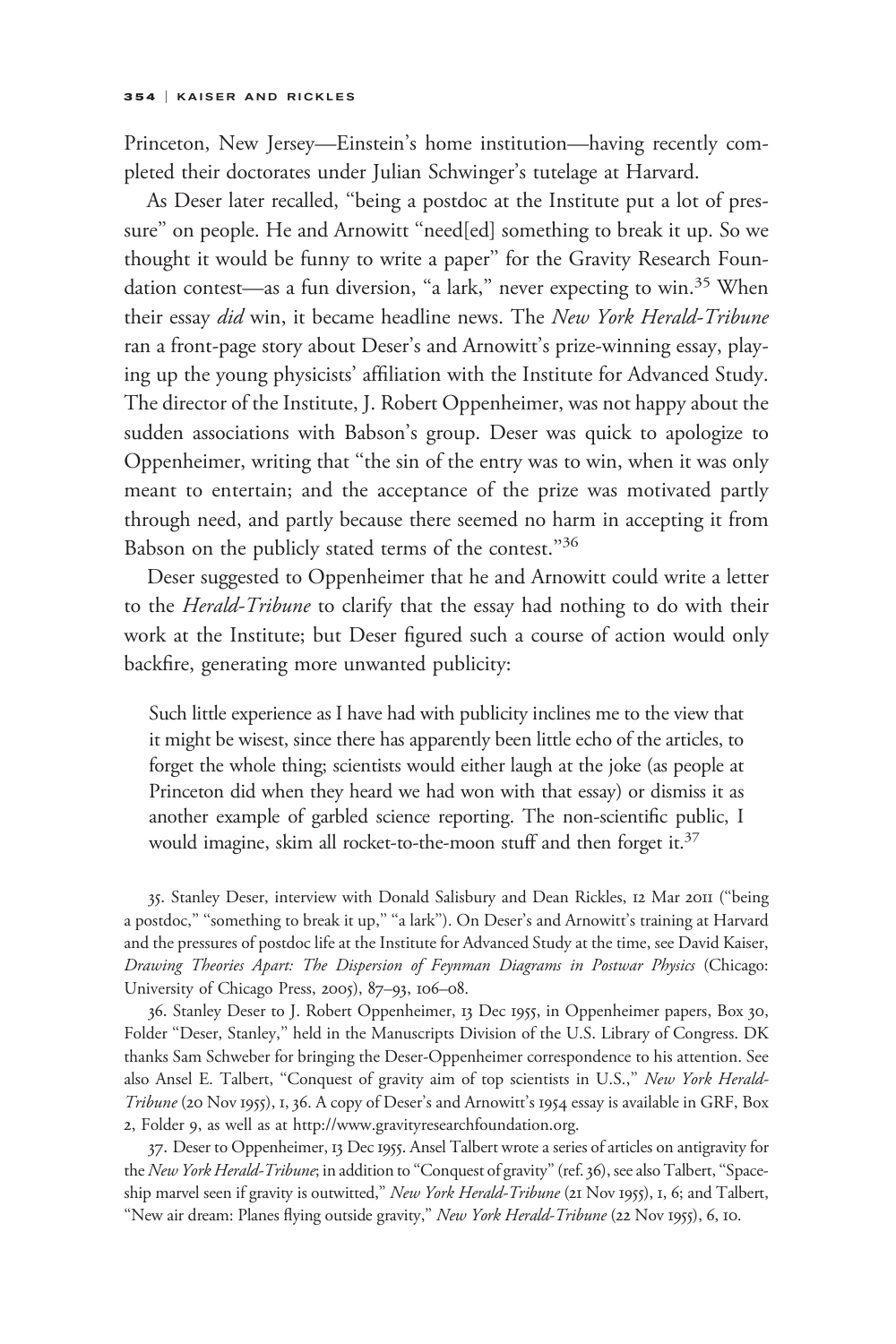Princeton, New Jersey—Einstein's home institution—having recently completed their doctorates under Julian Schwinger's tutelage at Harvard.

As Deser later recalled, "being a postdoc at the Institute put a lot of pressure" on people. He and Arnowitt "need[ed] something to break it up. So we thought it would be funny to write a paper" for the Gravity Research Foundation contest—as a fun diversion, "a lark," never expecting to win.[35] When their essay *did* win, it became headline news. The *New York Herald-Tribune* ran a front-page story about Deser's and Arnowitt's prize-winning essay, playing up the young physicists' affiliation with the Institute for Advanced Study. The director of the Institute, J. Robert Oppenheimer, was not happy about the sudden associations with Babson's group. Deser was quick to apologize to Oppenheimer, writing that "the sin of the entry was to win, when it was only meant to entertain; and the acceptance of the prize was motivated partly through need, and partly because there seemed no harm in accepting it from Babson on the publicly stated terms of the contest."[36]

Deser suggested to Oppenheimer that he and Arnowitt could write a letter to the *Herald-Tribune* to clarify that the essay had nothing to do with their work at the Institute; but Deser figured such a course of action would only backfire, generating more unwanted publicity:

> Such little experience as I have had with publicity inclines me to the view that it might be wisest, since there has apparently been little echo of the articles, to forget the whole thing; scientists would either laugh at the joke (as people at Princeton did when they heard we had won with that essay) or dismiss it as another example of garbled science reporting. The non-scientific public, I would imagine, skim all rocket-to-the-moon stuff and then forget it.[37]

35. Stanley Deser, interview with Donald Salisbury and Dean Rickles, 12 Mar 2011 ("being a postdoc," "something to break it up," "a lark"). On Deser's and Arnowitt's training at Harvard and the pressures of postdoc life at the Institute for Advanced Study at the time, see David Kaiser, *Drawing Theories Apart: The Dispersion of Feynman Diagrams in Postwar Physics* (Chicago: University of Chicago Press, 2005), 87–93, 106–08.

36. Stanley Deser to J. Robert Oppenheimer, 13 Dec 1955, in Oppenheimer papers, Box 30, Folder "Deser, Stanley," held in the Manuscripts Division of the U.S. Library of Congress. DK thanks Sam Schweber for bringing the Deser-Oppenheimer correspondence to his attention. See also Ansel E. Talbert, "Conquest of gravity aim of top scientists in U.S.," *New York Herald-Tribune* (20 Nov 1955), 1, 36. A copy of Deser's and Arnowitt's 1954 essay is available in GRF, Box 2, Folder 9, as well as at http://www.gravityresearchfoundation.org.

37. Deser to Oppenheimer, 13 Dec 1955. Ansel Talbert wrote a series of articles on antigravity for the *New York Herald-Tribune*; in addition to "Conquest of gravity" (ref. 36), see also Talbert, "Spaceship marvel seen if gravity is outwitted," *New York Herald-Tribune* (21 Nov 1955), 1, 6; and Talbert, "New air dream: Planes flying outside gravity," *New York Herald-Tribune* (22 Nov 1955), 6, 10.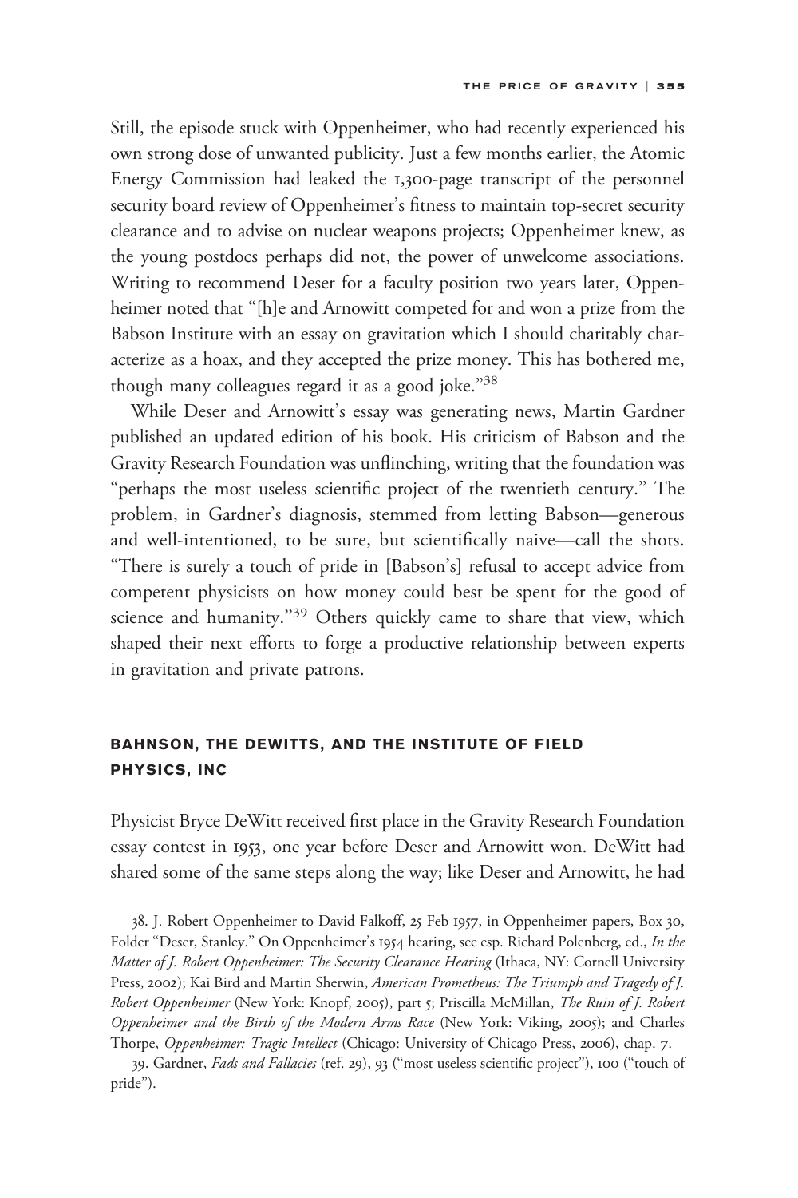Still, the episode stuck with Oppenheimer, who had recently experienced his own strong dose of unwanted publicity. Just a few months earlier, the Atomic Energy Commission had leaked the 1,300-page transcript of the personnel security board review of Oppenheimer's fitness to maintain top-secret security clearance and to advise on nuclear weapons projects; Oppenheimer knew, as the young postdocs perhaps did not, the power of unwelcome associations. Writing to recommend Deser for a faculty position two years later, Oppenheimer noted that "[h]e and Arnowitt competed for and won a prize from the Babson Institute with an essay on gravitation which I should charitably characterize as a hoax, and they accepted the prize money. This has bothered me, though many colleagues regard it as a good joke."[38]

While Deser and Arnowitt's essay was generating news, Martin Gardner published an updated edition of his book. His criticism of Babson and the Gravity Research Foundation was unflinching, writing that the foundation was "perhaps the most useless scientific project of the twentieth century." The problem, in Gardner's diagnosis, stemmed from letting Babson—generous and well-intentioned, to be sure, but scientifically naive—call the shots. "There is surely a touch of pride in [Babson's] refusal to accept advice from competent physicists on how money could best be spent for the good of science and humanity."[39] Others quickly came to share that view, which shaped their next efforts to forge a productive relationship between experts in gravitation and private patrons.

## BAHNSON, THE DEWITTS, AND THE INSTITUTE OF FIELD PHYSICS, INC

Physicist Bryce DeWitt received first place in the Gravity Research Foundation essay contest in 1953, one year before Deser and Arnowitt won. DeWitt had shared some of the same steps along the way; like Deser and Arnowitt, he had

38. J. Robert Oppenheimer to David Falkoff, 25 Feb 1957, in Oppenheimer papers, Box 30, Folder "Deser, Stanley." On Oppenheimer's 1954 hearing, see esp. Richard Polenberg, ed., *In the Matter of J. Robert Oppenheimer: The Security Clearance Hearing* (Ithaca, NY: Cornell University Press, 2002); Kai Bird and Martin Sherwin, *American Prometheus: The Triumph and Tragedy of J. Robert Oppenheimer* (New York: Knopf, 2005), part 5; Priscilla McMillan, *The Ruin of J. Robert Oppenheimer and the Birth of the Modern Arms Race* (New York: Viking, 2005); and Charles Thorpe, *Oppenheimer: Tragic Intellect* (Chicago: University of Chicago Press, 2006), chap. 7.

39. Gardner, *Fads and Fallacies* (ref. 29), 93 ("most useless scientific project"), 100 ("touch of pride").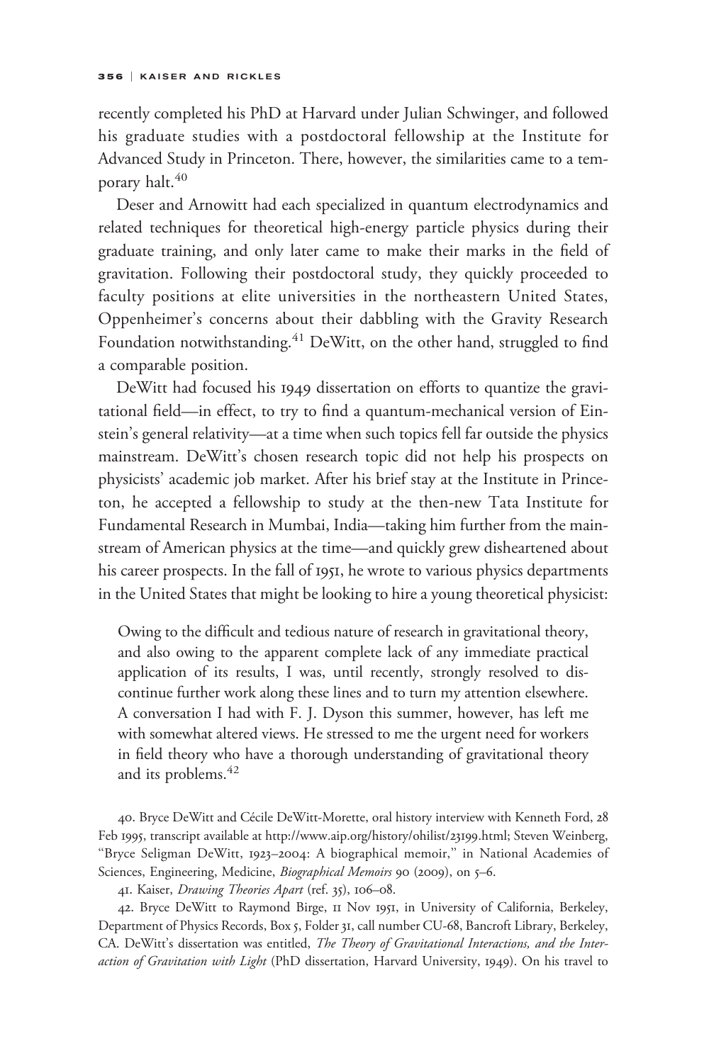recently completed his PhD at Harvard under Julian Schwinger, and followed his graduate studies with a postdoctoral fellowship at the Institute for Advanced Study in Princeton. There, however, the similarities came to a temporary halt.[40]

Deser and Arnowitt had each specialized in quantum electrodynamics and related techniques for theoretical high-energy particle physics during their graduate training, and only later came to make their marks in the field of gravitation. Following their postdoctoral study, they quickly proceeded to faculty positions at elite universities in the northeastern United States, Oppenheimer's concerns about their dabbling with the Gravity Research Foundation notwithstanding.[41] DeWitt, on the other hand, struggled to find a comparable position.

DeWitt had focused his 1949 dissertation on efforts to quantize the gravitational field—in effect, to try to find a quantum-mechanical version of Einstein's general relativity—at a time when such topics fell far outside the physics mainstream. DeWitt's chosen research topic did not help his prospects on physicists' academic job market. After his brief stay at the Institute in Princeton, he accepted a fellowship to study at the then-new Tata Institute for Fundamental Research in Mumbai, India—taking him further from the mainstream of American physics at the time—and quickly grew disheartened about his career prospects. In the fall of 1951, he wrote to various physics departments in the United States that might be looking to hire a young theoretical physicist:

> Owing to the difficult and tedious nature of research in gravitational theory, and also owing to the apparent complete lack of any immediate practical application of its results, I was, until recently, strongly resolved to discontinue further work along these lines and to turn my attention elsewhere. A conversation I had with F. J. Dyson this summer, however, has left me with somewhat altered views. He stressed to me the urgent need for workers in field theory who have a thorough understanding of gravitational theory and its problems.[42]

40. Bryce DeWitt and Cécile DeWitt-Morette, oral history interview with Kenneth Ford, 28 Feb 1995, transcript available at http://www.aip.org/history/ohilist/23199.html; Steven Weinberg, "Bryce Seligman DeWitt, 1923–2004: A biographical memoir," in National Academies of Sciences, Engineering, Medicine, *Biographical Memoirs* 90 (2009), on 5–6.

41. Kaiser, *Drawing Theories Apart* (ref. 35), 106–08.

42. Bryce DeWitt to Raymond Birge, 11 Nov 1951, in University of California, Berkeley, Department of Physics Records, Box 5, Folder 31, call number CU-68, Bancroft Library, Berkeley, CA. DeWitt's dissertation was entitled, *The Theory of Gravitational Interactions, and the Interaction of Gravitation with Light* (PhD dissertation, Harvard University, 1949). On his travel to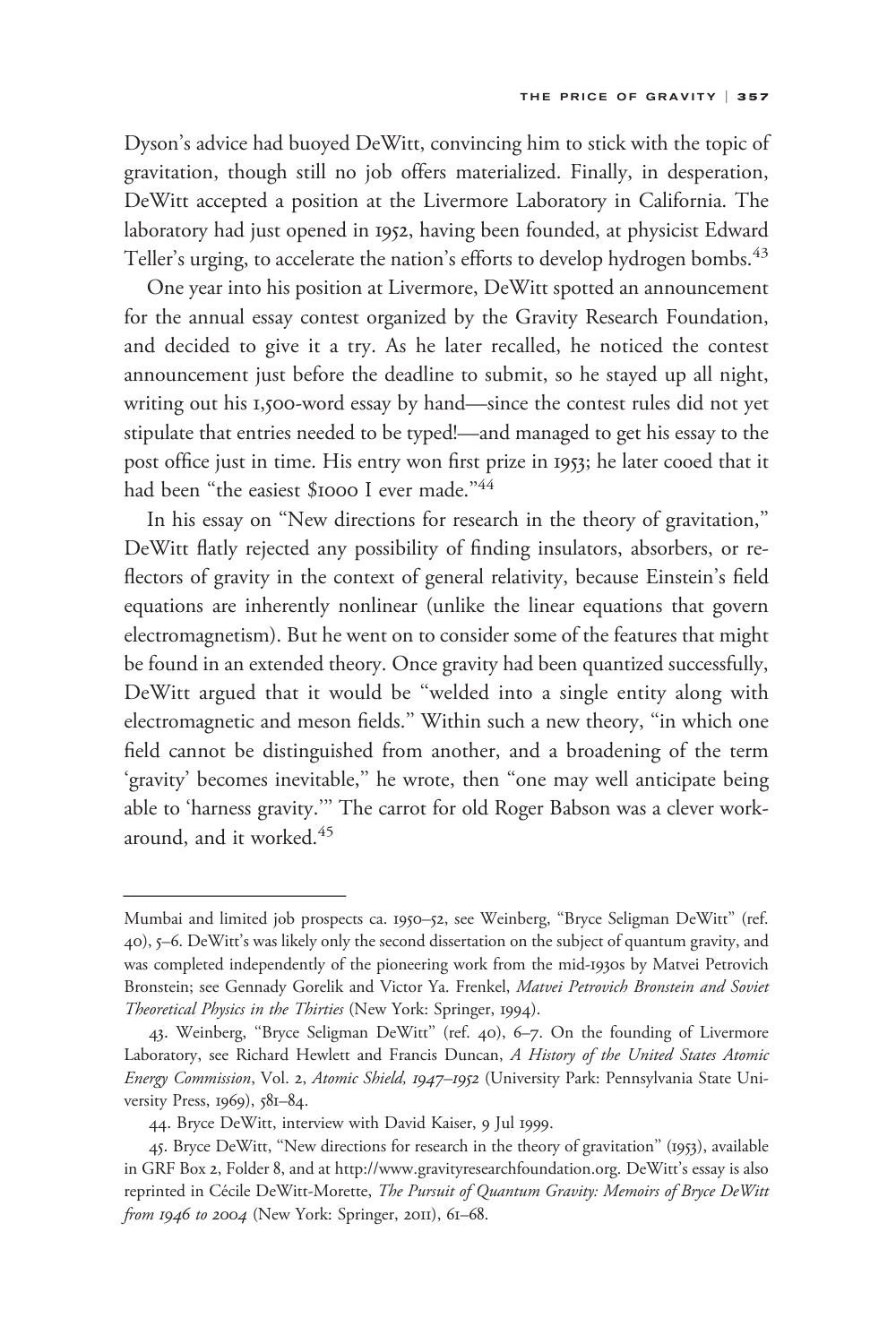Dyson's advice had buoyed DeWitt, convincing him to stick with the topic of gravitation, though still no job offers materialized. Finally, in desperation, DeWitt accepted a position at the Livermore Laboratory in California. The laboratory had just opened in 1952, having been founded, at physicist Edward Teller's urging, to accelerate the nation's efforts to develop hydrogen bombs.[43]

One year into his position at Livermore, DeWitt spotted an announcement for the annual essay contest organized by the Gravity Research Foundation, and decided to give it a try. As he later recalled, he noticed the contest announcement just before the deadline to submit, so he stayed up all night, writing out his 1,500-word essay by hand—since the contest rules did not yet stipulate that entries needed to be typed!—and managed to get his essay to the post office just in time. His entry won first prize in 1953; he later cooed that it had been "the easiest $1000 I ever made."[44]

In his essay on "New directions for research in the theory of gravitation," DeWitt flatly rejected any possibility of finding insulators, absorbers, or reflectors of gravity in the context of general relativity, because Einstein's field equations are inherently nonlinear (unlike the linear equations that govern electromagnetism). But he went on to consider some of the features that might be found in an extended theory. Once gravity had been quantized successfully, DeWitt argued that it would be "welded into a single entity along with electromagnetic and meson fields." Within such a new theory, "in which one field cannot be distinguished from another, and a broadening of the term 'gravity' becomes inevitable," he wrote, then "one may well anticipate being able to 'harness gravity.'" The carrot for old Roger Babson was a clever work-around, and it worked.[45]

---

Mumbai and limited job prospects ca. 1950–52, see Weinberg, "Bryce Seligman DeWitt" (ref. 40), 5–6. DeWitt's was likely only the second dissertation on the subject of quantum gravity, and was completed independently of the pioneering work from the mid-1930s by Matvei Petrovich Bronstein; see Gennady Gorelik and Victor Ya. Frenkel, *Matvei Petrovich Bronstein and Soviet Theoretical Physics in the Thirties* (New York: Springer, 1994).

43. Weinberg, "Bryce Seligman DeWitt" (ref. 40), 6–7. On the founding of Livermore Laboratory, see Richard Hewlett and Francis Duncan, *A History of the United States Atomic Energy Commission*, Vol. 2, *Atomic Shield, 1947–1952* (University Park: Pennsylvania State University Press, 1969), 581–84.

44. Bryce DeWitt, interview with David Kaiser, 9 Jul 1999.

45. Bryce DeWitt, "New directions for research in the theory of gravitation" (1953), available in GRF Box 2, Folder 8, and at http://www.gravityresearchfoundation.org. DeWitt's essay is also reprinted in Cécile DeWitt-Morette, *The Pursuit of Quantum Gravity: Memoirs of Bryce DeWitt from 1946 to 2004* (New York: Springer, 2011), 61–68.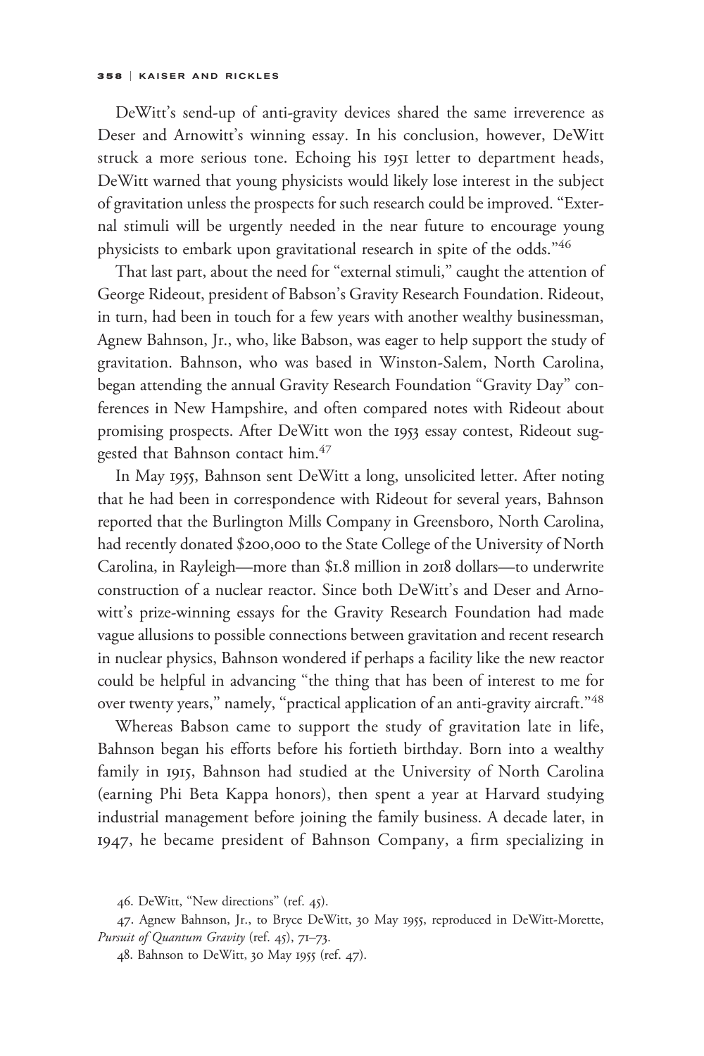DeWitt's send-up of anti-gravity devices shared the same irreverence as Deser and Arnowitt's winning essay. In his conclusion, however, DeWitt struck a more serious tone. Echoing his 1951 letter to department heads, DeWitt warned that young physicists would likely lose interest in the subject of gravitation unless the prospects for such research could be improved. "External stimuli will be urgently needed in the near future to encourage young physicists to embark upon gravitational research in spite of the odds."[46]

That last part, about the need for "external stimuli," caught the attention of George Rideout, president of Babson's Gravity Research Foundation. Rideout, in turn, had been in touch for a few years with another wealthy businessman, Agnew Bahnson, Jr., who, like Babson, was eager to help support the study of gravitation. Bahnson, who was based in Winston-Salem, North Carolina, began attending the annual Gravity Research Foundation "Gravity Day" conferences in New Hampshire, and often compared notes with Rideout about promising prospects. After DeWitt won the 1953 essay contest, Rideout suggested that Bahnson contact him.[47]

In May 1955, Bahnson sent DeWitt a long, unsolicited letter. After noting that he had been in correspondence with Rideout for several years, Bahnson reported that the Burlington Mills Company in Greensboro, North Carolina, had recently donated $200,000 to the State College of the University of North Carolina, in Rayleigh—more than $1.8 million in 2018 dollars—to underwrite construction of a nuclear reactor. Since both DeWitt's and Deser and Arnowitt's prize-winning essays for the Gravity Research Foundation had made vague allusions to possible connections between gravitation and recent research in nuclear physics, Bahnson wondered if perhaps a facility like the new reactor could be helpful in advancing "the thing that has been of interest to me for over twenty years," namely, "practical application of an anti-gravity aircraft."[48]

Whereas Babson came to support the study of gravitation late in life, Bahnson began his efforts before his fortieth birthday. Born into a wealthy family in 1915, Bahnson had studied at the University of North Carolina (earning Phi Beta Kappa honors), then spent a year at Harvard studying industrial management before joining the family business. A decade later, in 1947, he became president of Bahnson Company, a firm specializing in

46. DeWitt, "New directions" (ref. 45).

47. Agnew Bahnson, Jr., to Bryce DeWitt, 30 May 1955, reproduced in DeWitt-Morette, *Pursuit of Quantum Gravity* (ref. 45), 71–73.

48. Bahnson to DeWitt, 30 May 1955 (ref. 47).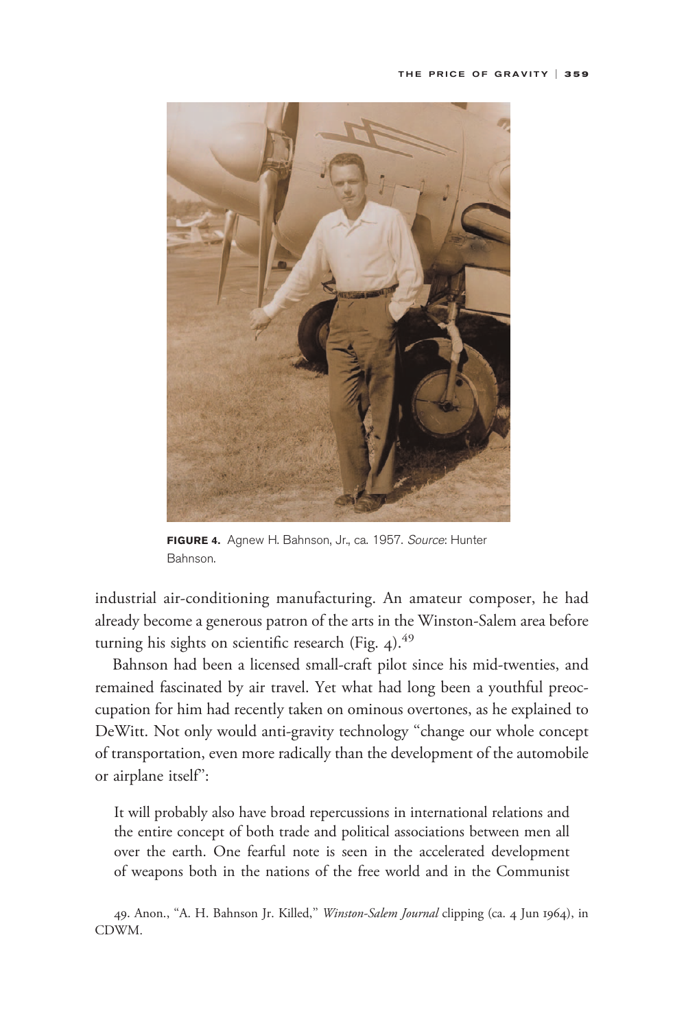FIGURE 4. Agnew H. Bahnson, Jr., ca. 1957. *Source*: Hunter Bahnson.

industrial air-conditioning manufacturing. An amateur composer, he had already become a generous patron of the arts in the Winston-Salem area before turning his sights on scientific research (Fig. 4).[49]

Bahnson had been a licensed small-craft pilot since his mid-twenties, and remained fascinated by air travel. Yet what had long been a youthful preoccupation for him had recently taken on ominous overtones, as he explained to DeWitt. Not only would anti-gravity technology "change our whole concept of transportation, even more radically than the development of the automobile or airplane itself":

> It will probably also have broad repercussions in international relations and the entire concept of both trade and political associations between men all over the earth. One fearful note is seen in the accelerated development of weapons both in the nations of the free world and in the Communist

49. Anon., "A. H. Bahnson Jr. Killed," *Winston-Salem Journal* clipping (ca. 4 Jun 1964), in CDWM.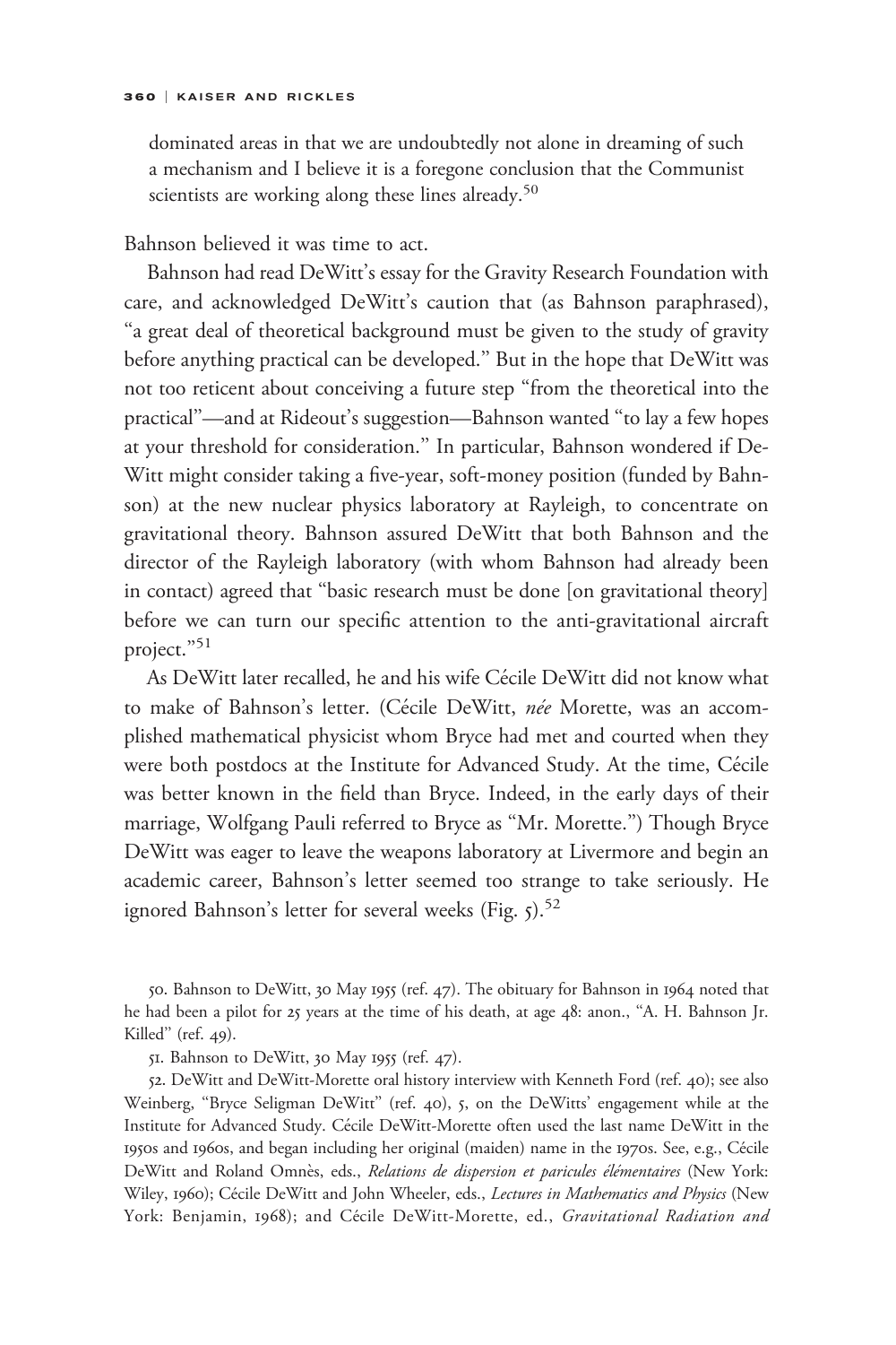dominated areas in that we are undoubtedly not alone in dreaming of such a mechanism and I believe it is a foregone conclusion that the Communist scientists are working along these lines already.[50]

Bahnson believed it was time to act.

Bahnson had read DeWitt's essay for the Gravity Research Foundation with care, and acknowledged DeWitt's caution that (as Bahnson paraphrased), "a great deal of theoretical background must be given to the study of gravity before anything practical can be developed." But in the hope that DeWitt was not too reticent about conceiving a future step "from the theoretical into the practical"—and at Rideout's suggestion—Bahnson wanted "to lay a few hopes at your threshold for consideration." In particular, Bahnson wondered if DeWitt might consider taking a five-year, soft-money position (funded by Bahnson) at the new nuclear physics laboratory at Rayleigh, to concentrate on gravitational theory. Bahnson assured DeWitt that both Bahnson and the director of the Rayleigh laboratory (with whom Bahnson had already been in contact) agreed that "basic research must be done [on gravitational theory] before we can turn our specific attention to the anti-gravitational aircraft project."[51]

As DeWitt later recalled, he and his wife Cécile DeWitt did not know what to make of Bahnson's letter. (Cécile DeWitt, *née* Morette, was an accomplished mathematical physicist whom Bryce had met and courted when they were both postdocs at the Institute for Advanced Study. At the time, Cécile was better known in the field than Bryce. Indeed, in the early days of their marriage, Wolfgang Pauli referred to Bryce as "Mr. Morette.") Though Bryce DeWitt was eager to leave the weapons laboratory at Livermore and begin an academic career, Bahnson's letter seemed too strange to take seriously. He ignored Bahnson's letter for several weeks (Fig. 5).[52]

50. Bahnson to DeWitt, 30 May 1955 (ref. 47). The obituary for Bahnson in 1964 noted that he had been a pilot for 25 years at the time of his death, at age 48: anon., "A. H. Bahnson Jr. Killed" (ref. 49).

51. Bahnson to DeWitt, 30 May 1955 (ref. 47).

52. DeWitt and DeWitt-Morette oral history interview with Kenneth Ford (ref. 40); see also Weinberg, "Bryce Seligman DeWitt" (ref. 40), 5, on the DeWitts' engagement while at the Institute for Advanced Study. Cécile DeWitt-Morette often used the last name DeWitt in the 1950s and 1960s, and began including her original (maiden) name in the 1970s. See, e.g., Cécile DeWitt and Roland Omnès, eds., *Relations de dispersion et paricules élémentaires* (New York: Wiley, 1960); Cécile DeWitt and John Wheeler, eds., *Lectures in Mathematics and Physics* (New York: Benjamin, 1968); and Cécile DeWitt-Morette, ed., *Gravitational Radiation and*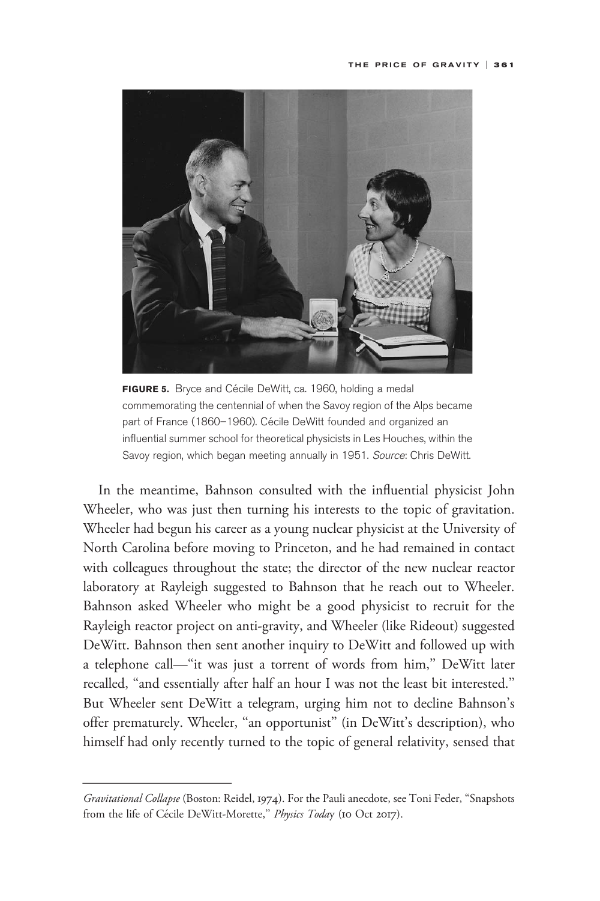**FIGURE 5.** Bryce and Cécile DeWitt, ca. 1960, holding a medal commemorating the centennial of when the Savoy region of the Alps became part of France (1860–1960). Cécile DeWitt founded and organized an influential summer school for theoretical physicists in Les Houches, within the Savoy region, which began meeting annually in 1951. *Source*: Chris DeWitt.

In the meantime, Bahnson consulted with the influential physicist John Wheeler, who was just then turning his interests to the topic of gravitation. Wheeler had begun his career as a young nuclear physicist at the University of North Carolina before moving to Princeton, and he had remained in contact with colleagues throughout the state; the director of the new nuclear reactor laboratory at Rayleigh suggested to Bahnson that he reach out to Wheeler. Bahnson asked Wheeler who might be a good physicist to recruit for the Rayleigh reactor project on anti-gravity, and Wheeler (like Rideout) suggested DeWitt. Bahnson then sent another inquiry to DeWitt and followed up with a telephone call—"it was just a torrent of words from him," DeWitt later recalled, "and essentially after half an hour I was not the least bit interested." But Wheeler sent DeWitt a telegram, urging him not to decline Bahnson's offer prematurely. Wheeler, "an opportunist" (in DeWitt's description), who himself had only recently turned to the topic of general relativity, sensed that

---

*Gravitational Collapse* (Boston: Reidel, 1974). For the Pauli anecdote, see Toni Feder, "Snapshots from the life of Cécile DeWitt-Morette," *Physics Today* (10 Oct 2017).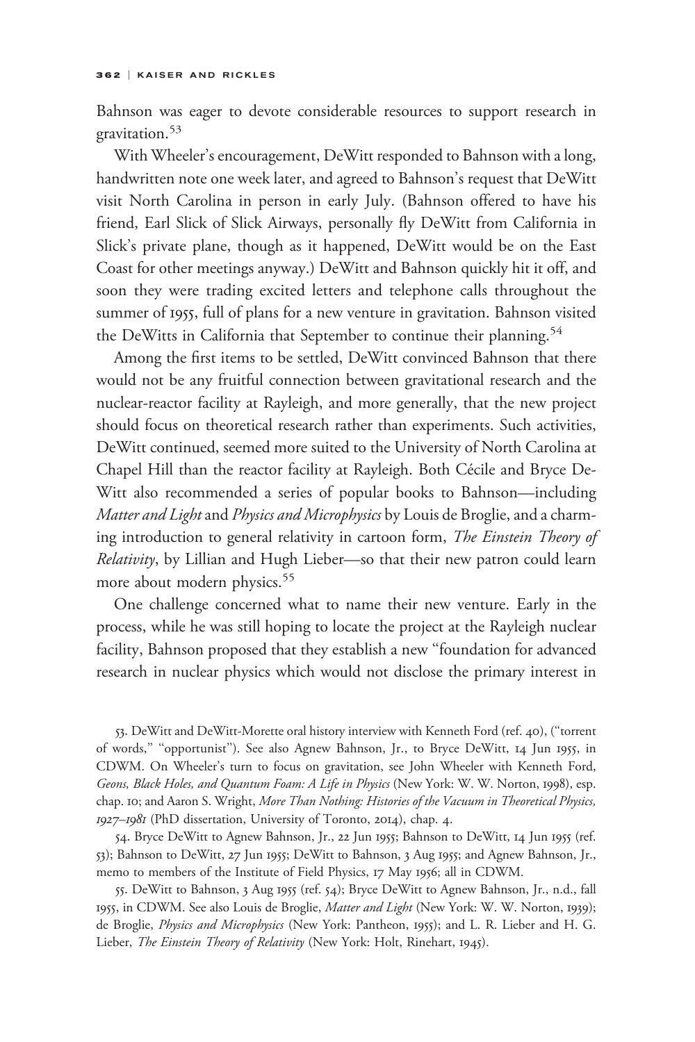Bahnson was eager to devote considerable resources to support research in gravitation.[53]

With Wheeler's encouragement, DeWitt responded to Bahnson with a long, handwritten note one week later, and agreed to Bahnson's request that DeWitt visit North Carolina in person in early July. (Bahnson offered to have his friend, Earl Slick of Slick Airways, personally fly DeWitt from California in Slick's private plane, though as it happened, DeWitt would be on the East Coast for other meetings anyway.) DeWitt and Bahnson quickly hit it off, and soon they were trading excited letters and telephone calls throughout the summer of 1955, full of plans for a new venture in gravitation. Bahnson visited the DeWitts in California that September to continue their planning.[54]

Among the first items to be settled, DeWitt convinced Bahnson that there would not be any fruitful connection between gravitational research and the nuclear-reactor facility at Rayleigh, and more generally, that the new project should focus on theoretical research rather than experiments. Such activities, DeWitt continued, seemed more suited to the University of North Carolina at Chapel Hill than the reactor facility at Rayleigh. Both Cécile and Bryce DeWitt also recommended a series of popular books to Bahnson—including *Matter and Light* and *Physics and Microphysics* by Louis de Broglie, and a charming introduction to general relativity in cartoon form, *The Einstein Theory of Relativity*, by Lillian and Hugh Lieber—so that their new patron could learn more about modern physics.[55]

One challenge concerned what to name their new venture. Early in the process, while he was still hoping to locate the project at the Rayleigh nuclear facility, Bahnson proposed that they establish a new "foundation for advanced research in nuclear physics which would not disclose the primary interest in

53. DeWitt and DeWitt-Morette oral history interview with Kenneth Ford (ref. 40), ("torrent of words," "opportunist"). See also Agnew Bahnson, Jr., to Bryce DeWitt, 14 Jun 1955, in CDWM. On Wheeler's turn to focus on gravitation, see John Wheeler with Kenneth Ford, *Geons, Black Holes, and Quantum Foam: A Life in Physics* (New York: W. W. Norton, 1998), esp. chap. 10; and Aaron S. Wright, *More Than Nothing: Histories of the Vacuum in Theoretical Physics, 1927–1981* (PhD dissertation, University of Toronto, 2014), chap. 4.

54. Bryce DeWitt to Agnew Bahnson, Jr., 22 Jun 1955; Bahnson to DeWitt, 14 Jun 1955 (ref. 53); Bahnson to DeWitt, 27 Jun 1955; DeWitt to Bahnson, 3 Aug 1955; and Agnew Bahnson, Jr., memo to members of the Institute of Field Physics, 17 May 1956; all in CDWM.

55. DeWitt to Bahnson, 3 Aug 1955 (ref. 54); Bryce DeWitt to Agnew Bahnson, Jr., n.d., fall 1955, in CDWM. See also Louis de Broglie, *Matter and Light* (New York: W. W. Norton, 1939); de Broglie, *Physics and Microphysics* (New York: Pantheon, 1955); and L. R. Lieber and H. G. Lieber, *The Einstein Theory of Relativity* (New York: Holt, Rinehart, 1945).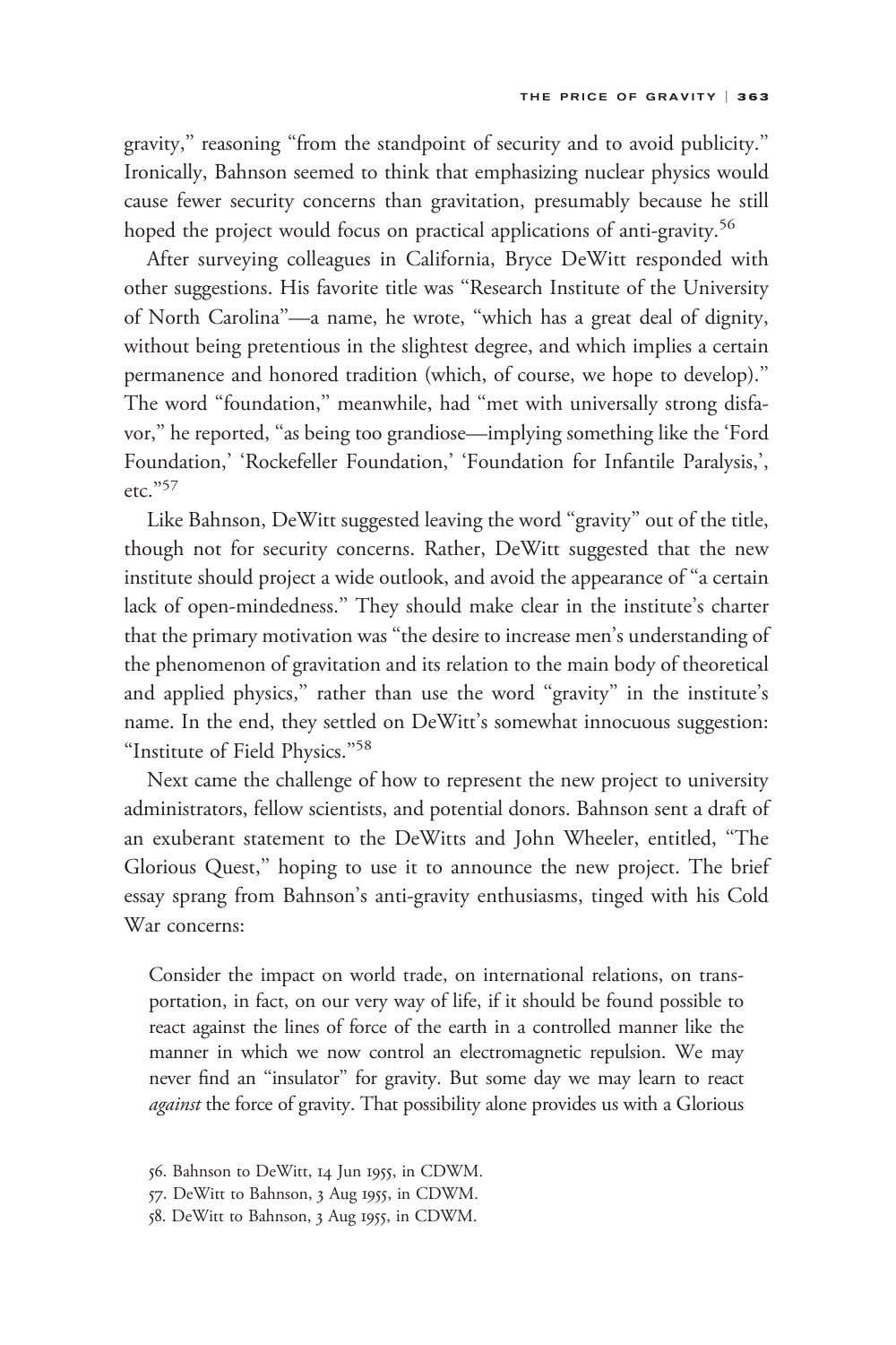gravity," reasoning "from the standpoint of security and to avoid publicity." Ironically, Bahnson seemed to think that emphasizing nuclear physics would cause fewer security concerns than gravitation, presumably because he still hoped the project would focus on practical applications of anti-gravity.[56]

After surveying colleagues in California, Bryce DeWitt responded with other suggestions. His favorite title was "Research Institute of the University of North Carolina"—a name, he wrote, "which has a great deal of dignity, without being pretentious in the slightest degree, and which implies a certain permanence and honored tradition (which, of course, we hope to develop)." The word "foundation," meanwhile, had "met with universally strong disfavor," he reported, "as being too grandiose—implying something like the 'Ford Foundation,' 'Rockefeller Foundation,' 'Foundation for Infantile Paralysis,', etc."[57]

Like Bahnson, DeWitt suggested leaving the word "gravity" out of the title, though not for security concerns. Rather, DeWitt suggested that the new institute should project a wide outlook, and avoid the appearance of "a certain lack of open-mindedness." They should make clear in the institute's charter that the primary motivation was "the desire to increase men's understanding of the phenomenon of gravitation and its relation to the main body of theoretical and applied physics," rather than use the word "gravity" in the institute's name. In the end, they settled on DeWitt's somewhat innocuous suggestion: "Institute of Field Physics."[58]

Next came the challenge of how to represent the new project to university administrators, fellow scientists, and potential donors. Bahnson sent a draft of an exuberant statement to the DeWitts and John Wheeler, entitled, "The Glorious Quest," hoping to use it to announce the new project. The brief essay sprang from Bahnson's anti-gravity enthusiasms, tinged with his Cold War concerns:

> Consider the impact on world trade, on international relations, on transportation, in fact, on our very way of life, if it should be found possible to react against the lines of force of the earth in a controlled manner like the manner in which we now control an electromagnetic repulsion. We may never find an "insulator" for gravity. But some day we may learn to react *against* the force of gravity. That possibility alone provides us with a Glorious

56. Bahnson to DeWitt, 14 Jun 1955, in CDWM.
57. DeWitt to Bahnson, 3 Aug 1955, in CDWM.
58. DeWitt to Bahnson, 3 Aug 1955, in CDWM.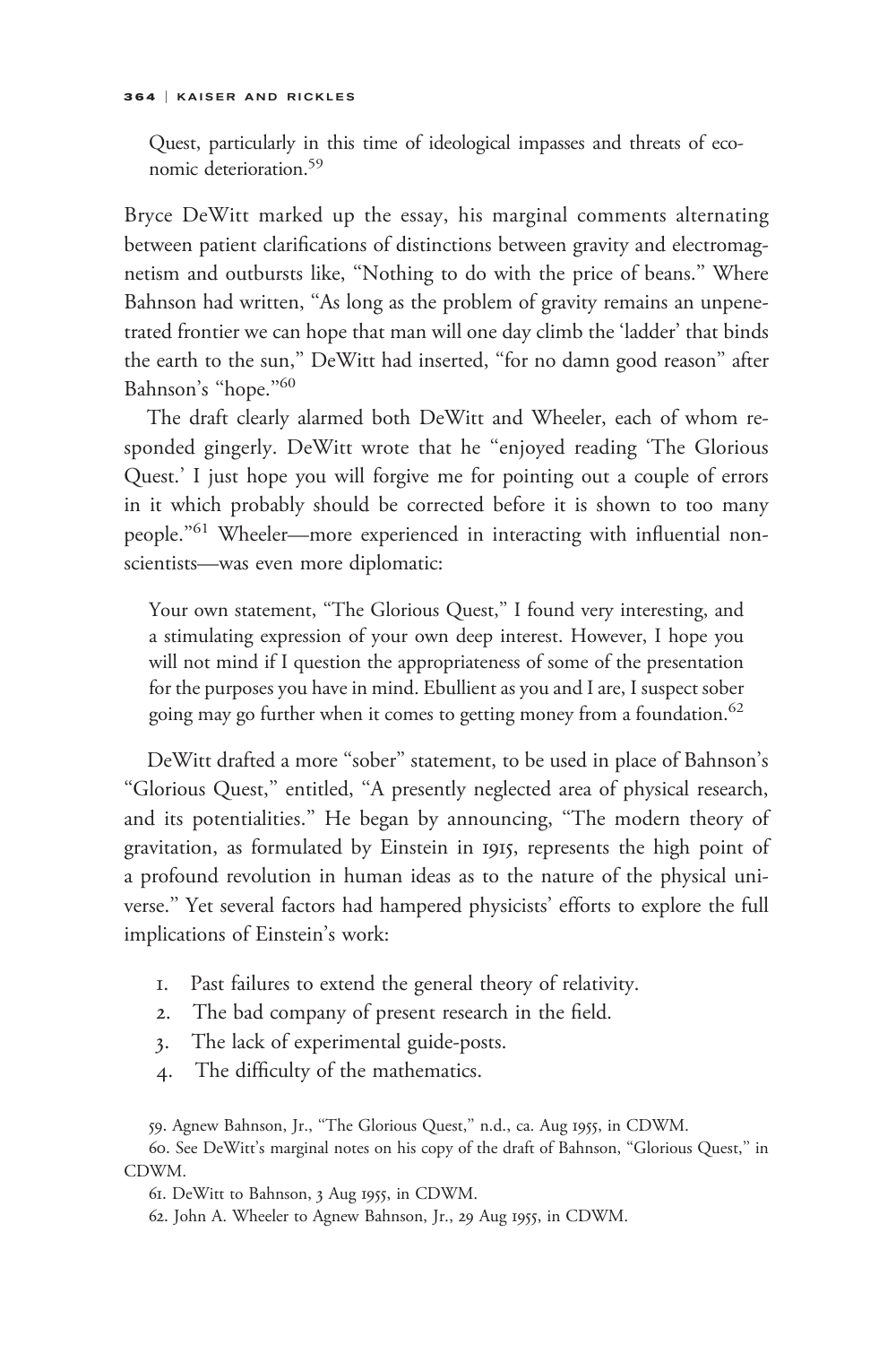Quest, particularly in this time of ideological impasses and threats of economic deterioration.[59]

Bryce DeWitt marked up the essay, his marginal comments alternating between patient clarifications of distinctions between gravity and electromagnetism and outbursts like, "Nothing to do with the price of beans." Where Bahnson had written, "As long as the problem of gravity remains an unpenetrated frontier we can hope that man will one day climb the 'ladder' that binds the earth to the sun," DeWitt had inserted, "for no damn good reason" after Bahnson's "hope."[60]

The draft clearly alarmed both DeWitt and Wheeler, each of whom responded gingerly. DeWitt wrote that he "enjoyed reading 'The Glorious Quest.' I just hope you will forgive me for pointing out a couple of errors in it which probably should be corrected before it is shown to too many people."[61] Wheeler—more experienced in interacting with influential nonscientists—was even more diplomatic:

> Your own statement, "The Glorious Quest," I found very interesting, and a stimulating expression of your own deep interest. However, I hope you will not mind if I question the appropriateness of some of the presentation for the purposes you have in mind. Ebullient as you and I are, I suspect sober going may go further when it comes to getting money from a foundation.[62]

DeWitt drafted a more "sober" statement, to be used in place of Bahnson's "Glorious Quest," entitled, "A presently neglected area of physical research, and its potentialities." He began by announcing, "The modern theory of gravitation, as formulated by Einstein in 1915, represents the high point of a profound revolution in human ideas as to the nature of the physical universe." Yet several factors had hampered physicists' efforts to explore the full implications of Einstein's work:

1. Past failures to extend the general theory of relativity.
2. The bad company of present research in the field.
3. The lack of experimental guide-posts.
4. The difficulty of the mathematics.

59. Agnew Bahnson, Jr., "The Glorious Quest," n.d., ca. Aug 1955, in CDWM.

60. See DeWitt's marginal notes on his copy of the draft of Bahnson, "Glorious Quest," in CDWM.

61. DeWitt to Bahnson, 3 Aug 1955, in CDWM.

62. John A. Wheeler to Agnew Bahnson, Jr., 29 Aug 1955, in CDWM.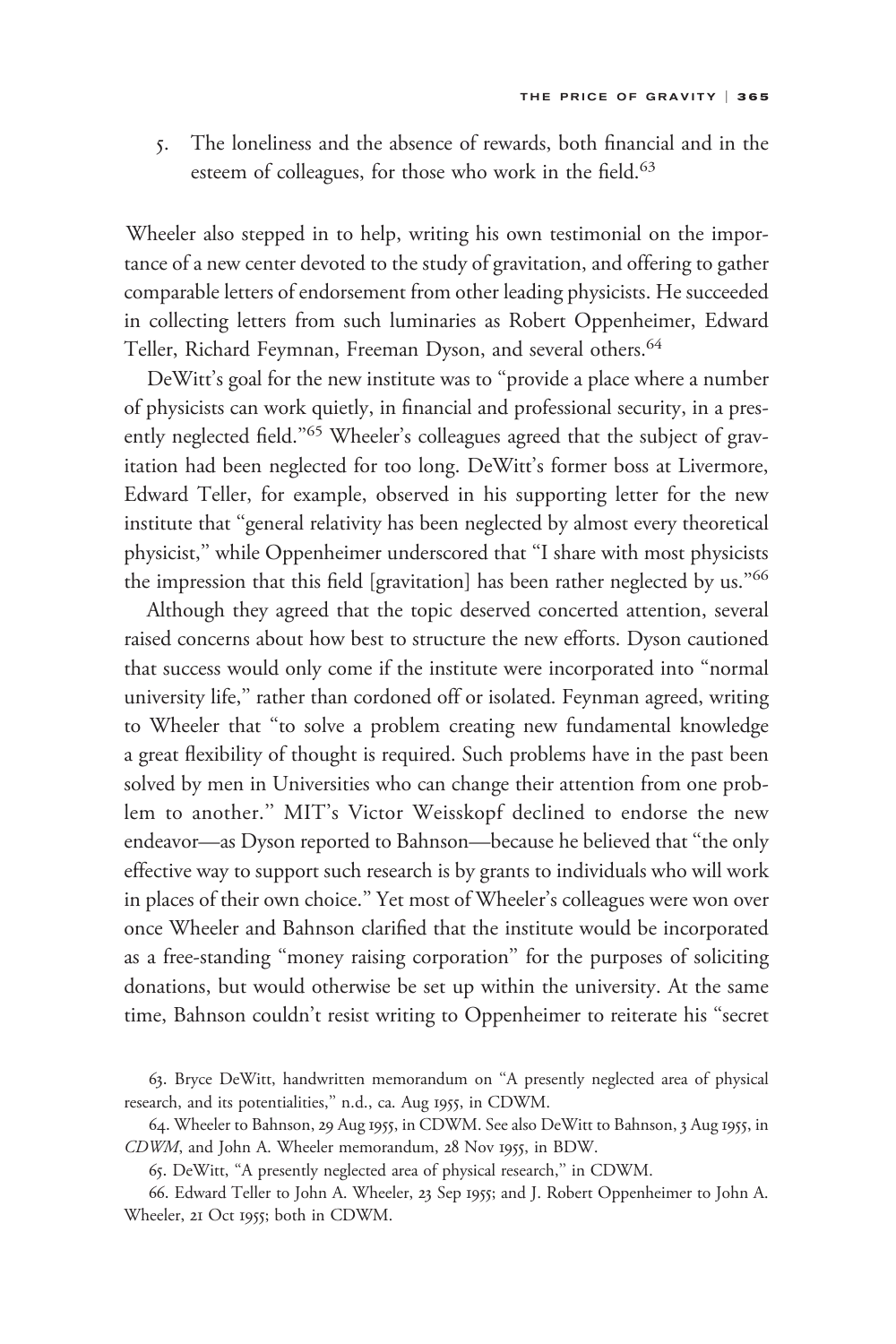5. The loneliness and the absence of rewards, both financial and in the esteem of colleagues, for those who work in the field.[63]

Wheeler also stepped in to help, writing his own testimonial on the importance of a new center devoted to the study of gravitation, and offering to gather comparable letters of endorsement from other leading physicists. He succeeded in collecting letters from such luminaries as Robert Oppenheimer, Edward Teller, Richard Feymnan, Freeman Dyson, and several others.[64]

DeWitt's goal for the new institute was to "provide a place where a number of physicists can work quietly, in financial and professional security, in a presently neglected field."[65] Wheeler's colleagues agreed that the subject of gravitation had been neglected for too long. DeWitt's former boss at Livermore, Edward Teller, for example, observed in his supporting letter for the new institute that "general relativity has been neglected by almost every theoretical physicist," while Oppenheimer underscored that "I share with most physicists the impression that this field [gravitation] has been rather neglected by us."[66]

Although they agreed that the topic deserved concerted attention, several raised concerns about how best to structure the new efforts. Dyson cautioned that success would only come if the institute were incorporated into "normal university life," rather than cordoned off or isolated. Feynman agreed, writing to Wheeler that "to solve a problem creating new fundamental knowledge a great flexibility of thought is required. Such problems have in the past been solved by men in Universities who can change their attention from one problem to another." MIT's Victor Weisskopf declined to endorse the new endeavor—as Dyson reported to Bahnson—because he believed that "the only effective way to support such research is by grants to individuals who will work in places of their own choice." Yet most of Wheeler's colleagues were won over once Wheeler and Bahnson clarified that the institute would be incorporated as a free-standing "money raising corporation" for the purposes of soliciting donations, but would otherwise be set up within the university. At the same time, Bahnson couldn't resist writing to Oppenheimer to reiterate his "secret

63. Bryce DeWitt, handwritten memorandum on "A presently neglected area of physical research, and its potentialities," n.d., ca. Aug 1955, in CDWM.

64. Wheeler to Bahnson, 29 Aug 1955, in CDWM. See also DeWitt to Bahnson, 3 Aug 1955, in *CDWM*, and John A. Wheeler memorandum, 28 Nov 1955, in BDW.

65. DeWitt, "A presently neglected area of physical research," in CDWM.

66. Edward Teller to John A. Wheeler, 23 Sep 1955; and J. Robert Oppenheimer to John A. Wheeler, 21 Oct 1955; both in CDWM.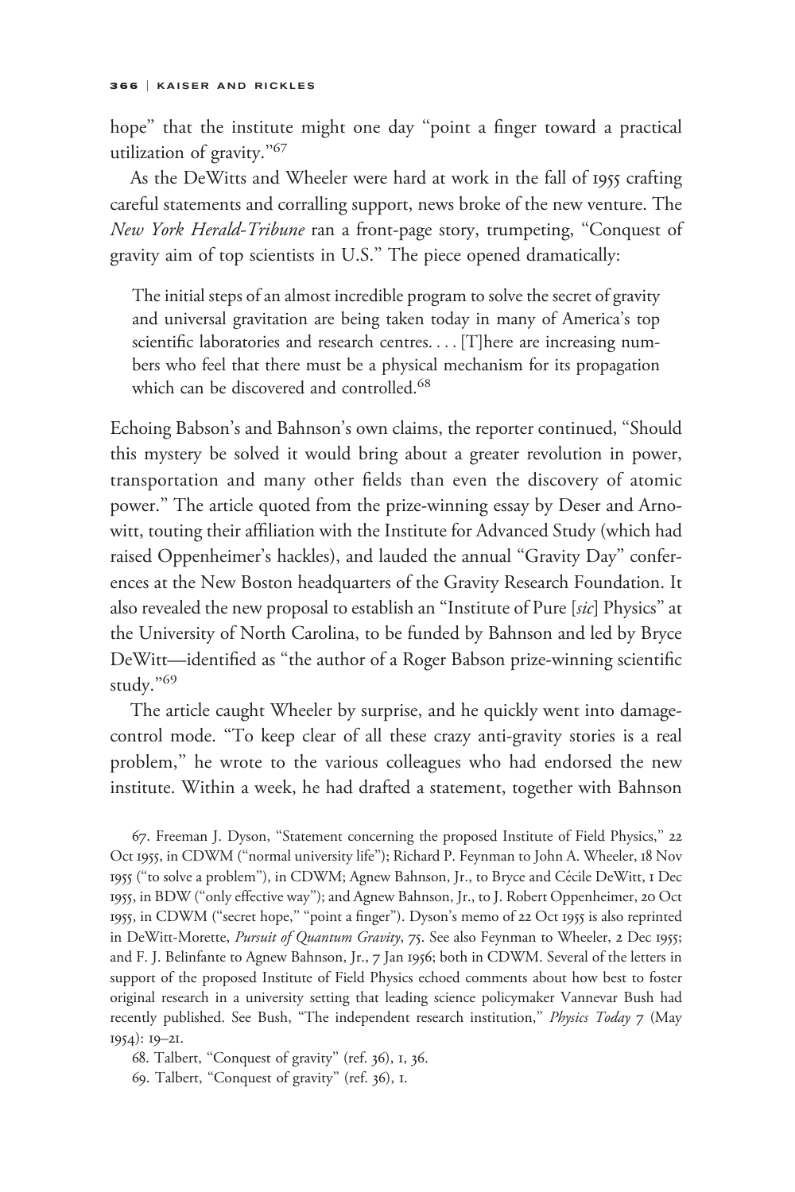hope" that the institute might one day "point a finger toward a practical utilization of gravity."[67]

As the DeWitts and Wheeler were hard at work in the fall of 1955 crafting careful statements and corralling support, news broke of the new venture. The *New York Herald-Tribune* ran a front-page story, trumpeting, "Conquest of gravity aim of top scientists in U.S." The piece opened dramatically:

> The initial steps of an almost incredible program to solve the secret of gravity and universal gravitation are being taken today in many of America's top scientific laboratories and research centres. . . . [T]here are increasing numbers who feel that there must be a physical mechanism for its propagation which can be discovered and controlled.[68]

Echoing Babson's and Bahnson's own claims, the reporter continued, "Should this mystery be solved it would bring about a greater revolution in power, transportation and many other fields than even the discovery of atomic power." The article quoted from the prize-winning essay by Deser and Arnowitt, touting their affiliation with the Institute for Advanced Study (which had raised Oppenheimer's hackles), and lauded the annual "Gravity Day" conferences at the New Boston headquarters of the Gravity Research Foundation. It also revealed the new proposal to establish an "Institute of Pure [*sic*] Physics" at the University of North Carolina, to be funded by Bahnson and led by Bryce DeWitt—identified as "the author of a Roger Babson prize-winning scientific study."[69]

The article caught Wheeler by surprise, and he quickly went into damage-control mode. "To keep clear of all these crazy anti-gravity stories is a real problem," he wrote to the various colleagues who had endorsed the new institute. Within a week, he had drafted a statement, together with Bahnson

67. Freeman J. Dyson, "Statement concerning the proposed Institute of Field Physics," 22 Oct 1955, in CDWM ("normal university life"); Richard P. Feynman to John A. Wheeler, 18 Nov 1955 ("to solve a problem"), in CDWM; Agnew Bahnson, Jr., to Bryce and Cécile DeWitt, 1 Dec 1955, in BDW ("only effective way"); and Agnew Bahnson, Jr., to J. Robert Oppenheimer, 20 Oct 1955, in CDWM ("secret hope," "point a finger"). Dyson's memo of 22 Oct 1955 is also reprinted in DeWitt-Morette, *Pursuit of Quantum Gravity*, 75. See also Feynman to Wheeler, 2 Dec 1955; and F. J. Belinfante to Agnew Bahnson, Jr., 7 Jan 1956; both in CDWM. Several of the letters in support of the proposed Institute of Field Physics echoed comments about how best to foster original research in a university setting that leading science policymaker Vannevar Bush had recently published. See Bush, "The independent research institution," *Physics Today* 7 (May 1954): 19–21.

68. Talbert, "Conquest of gravity" (ref. 36), 1, 36.

69. Talbert, "Conquest of gravity" (ref. 36), 1.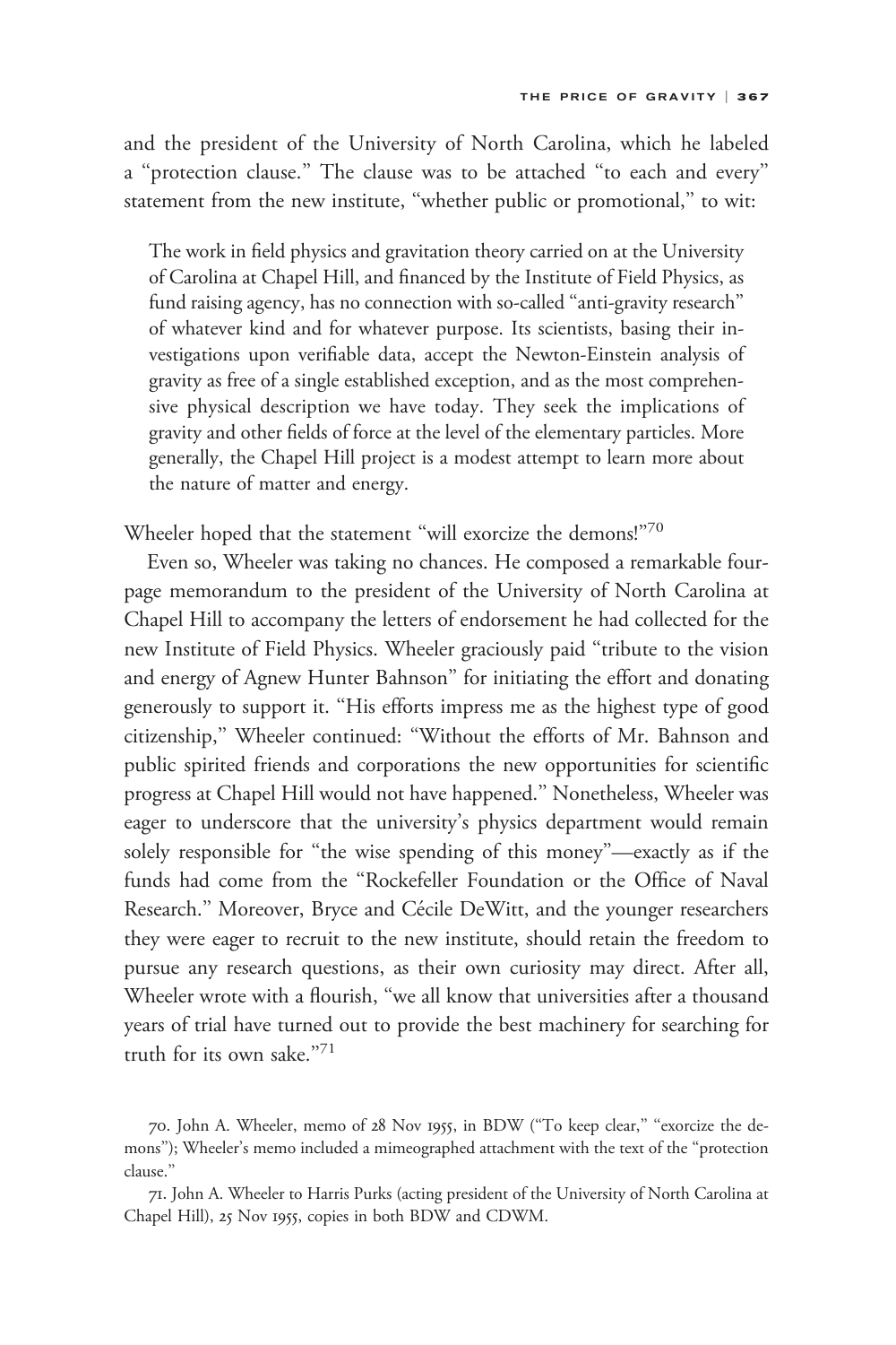and the president of the University of North Carolina, which he labeled a "protection clause." The clause was to be attached "to each and every" statement from the new institute, "whether public or promotional," to wit:

> The work in field physics and gravitation theory carried on at the University of Carolina at Chapel Hill, and financed by the Institute of Field Physics, as fund raising agency, has no connection with so-called "anti-gravity research" of whatever kind and for whatever purpose. Its scientists, basing their investigations upon verifiable data, accept the Newton-Einstein analysis of gravity as free of a single established exception, and as the most comprehensive physical description we have today. They seek the implications of gravity and other fields of force at the level of the elementary particles. More generally, the Chapel Hill project is a modest attempt to learn more about the nature of matter and energy.

Wheeler hoped that the statement "will exorcize the demons!"[70]

Even so, Wheeler was taking no chances. He composed a remarkable four-page memorandum to the president of the University of North Carolina at Chapel Hill to accompany the letters of endorsement he had collected for the new Institute of Field Physics. Wheeler graciously paid "tribute to the vision and energy of Agnew Hunter Bahnson" for initiating the effort and donating generously to support it. "His efforts impress me as the highest type of good citizenship," Wheeler continued: "Without the efforts of Mr. Bahnson and public spirited friends and corporations the new opportunities for scientific progress at Chapel Hill would not have happened." Nonetheless, Wheeler was eager to underscore that the university's physics department would remain solely responsible for "the wise spending of this money"—exactly as if the funds had come from the "Rockefeller Foundation or the Office of Naval Research." Moreover, Bryce and Cécile DeWitt, and the younger researchers they were eager to recruit to the new institute, should retain the freedom to pursue any research questions, as their own curiosity may direct. After all, Wheeler wrote with a flourish, "we all know that universities after a thousand years of trial have turned out to provide the best machinery for searching for truth for its own sake."[71]

70. John A. Wheeler, memo of 28 Nov 1955, in BDW ("To keep clear," "exorcize the demons"); Wheeler's memo included a mimeographed attachment with the text of the "protection clause."

71. John A. Wheeler to Harris Purks (acting president of the University of North Carolina at Chapel Hill), 25 Nov 1955, copies in both BDW and CDWM.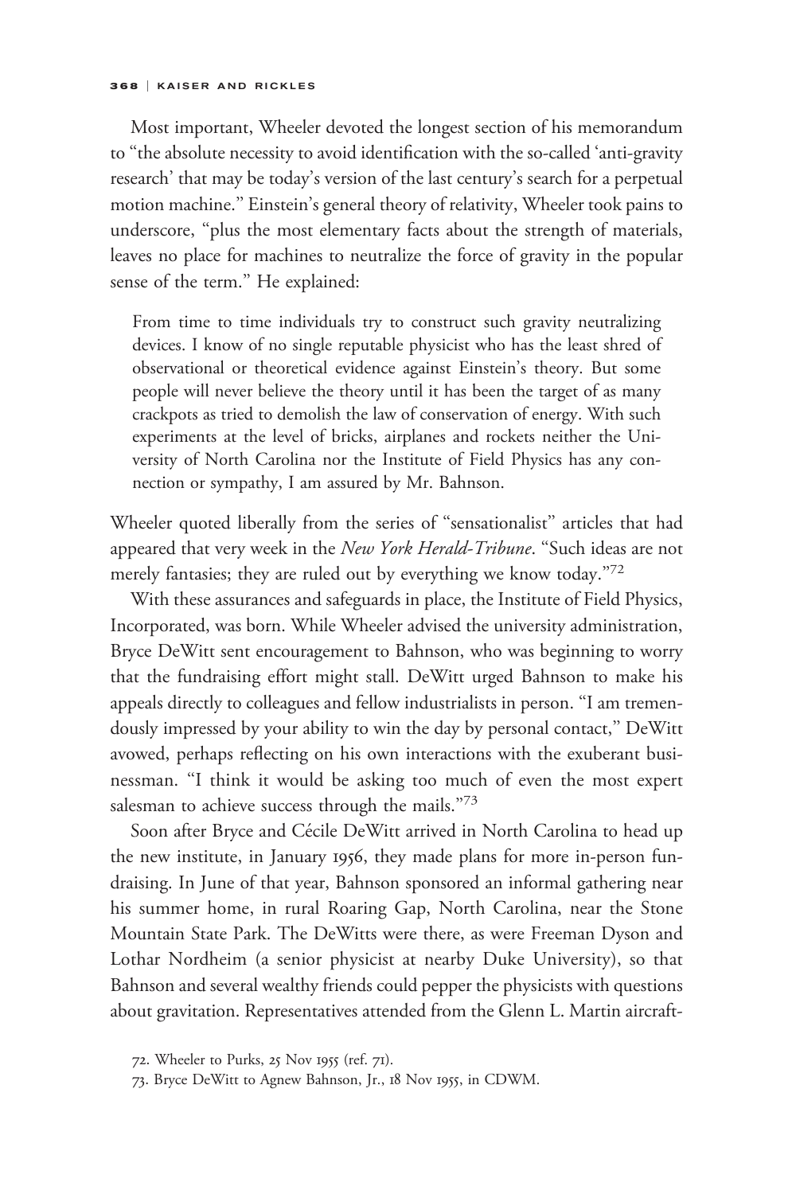Most important, Wheeler devoted the longest section of his memorandum to "the absolute necessity to avoid identification with the so-called 'anti-gravity research' that may be today's version of the last century's search for a perpetual motion machine." Einstein's general theory of relativity, Wheeler took pains to underscore, "plus the most elementary facts about the strength of materials, leaves no place for machines to neutralize the force of gravity in the popular sense of the term." He explained:

> From time to time individuals try to construct such gravity neutralizing devices. I know of no single reputable physicist who has the least shred of observational or theoretical evidence against Einstein's theory. But some people will never believe the theory until it has been the target of as many crackpots as tried to demolish the law of conservation of energy. With such experiments at the level of bricks, airplanes and rockets neither the University of North Carolina nor the Institute of Field Physics has any connection or sympathy, I am assured by Mr. Bahnson.

Wheeler quoted liberally from the series of "sensationalist" articles that had appeared that very week in the *New York Herald-Tribune*. "Such ideas are not merely fantasies; they are ruled out by everything we know today."[72]

With these assurances and safeguards in place, the Institute of Field Physics, Incorporated, was born. While Wheeler advised the university administration, Bryce DeWitt sent encouragement to Bahnson, who was beginning to worry that the fundraising effort might stall. DeWitt urged Bahnson to make his appeals directly to colleagues and fellow industrialists in person. "I am tremendously impressed by your ability to win the day by personal contact," DeWitt avowed, perhaps reflecting on his own interactions with the exuberant businessman. "I think it would be asking too much of even the most expert salesman to achieve success through the mails."[73]

Soon after Bryce and Cécile DeWitt arrived in North Carolina to head up the new institute, in January 1956, they made plans for more in-person fundraising. In June of that year, Bahnson sponsored an informal gathering near his summer home, in rural Roaring Gap, North Carolina, near the Stone Mountain State Park. The DeWitts were there, as were Freeman Dyson and Lothar Nordheim (a senior physicist at nearby Duke University), so that Bahnson and several wealthy friends could pepper the physicists with questions about gravitation. Representatives attended from the Glenn L. Martin aircraft-

72. Wheeler to Purks, 25 Nov 1955 (ref. 71).

73. Bryce DeWitt to Agnew Bahnson, Jr., 18 Nov 1955, in CDWM.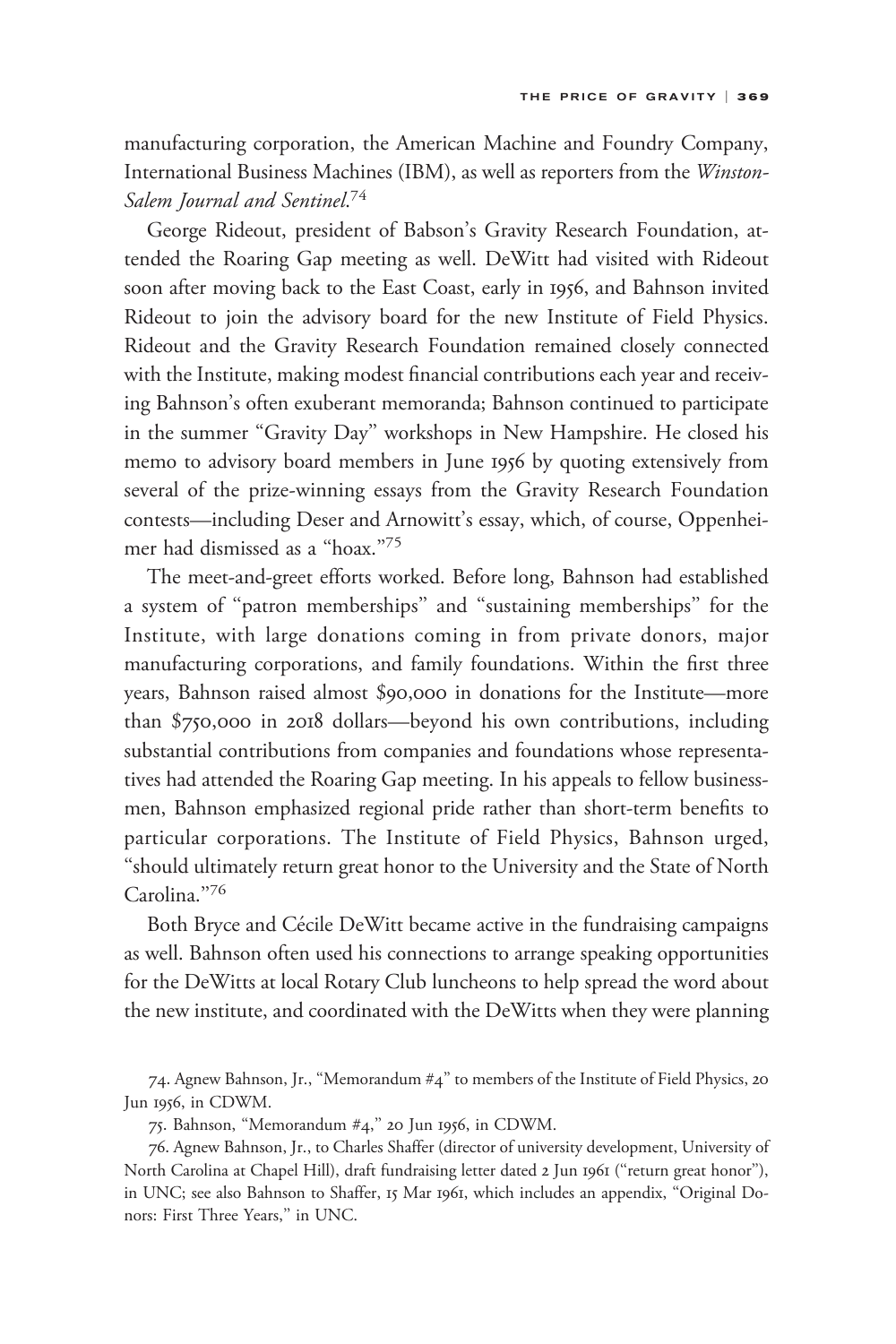manufacturing corporation, the American Machine and Foundry Company, International Business Machines (IBM), as well as reporters from the *Winston-Salem Journal and Sentinel*.[74]

George Rideout, president of Babson's Gravity Research Foundation, attended the Roaring Gap meeting as well. DeWitt had visited with Rideout soon after moving back to the East Coast, early in 1956, and Bahnson invited Rideout to join the advisory board for the new Institute of Field Physics. Rideout and the Gravity Research Foundation remained closely connected with the Institute, making modest financial contributions each year and receiving Bahnson's often exuberant memoranda; Bahnson continued to participate in the summer "Gravity Day" workshops in New Hampshire. He closed his memo to advisory board members in June 1956 by quoting extensively from several of the prize-winning essays from the Gravity Research Foundation contests—including Deser and Arnowitt's essay, which, of course, Oppenheimer had dismissed as a "hoax."[75]

The meet-and-greet efforts worked. Before long, Bahnson had established a system of "patron memberships" and "sustaining memberships" for the Institute, with large donations coming in from private donors, major manufacturing corporations, and family foundations. Within the first three years, Bahnson raised almost $90,000 in donations for the Institute—more than $750,000 in 2018 dollars—beyond his own contributions, including substantial contributions from companies and foundations whose representatives had attended the Roaring Gap meeting. In his appeals to fellow businessmen, Bahnson emphasized regional pride rather than short-term benefits to particular corporations. The Institute of Field Physics, Bahnson urged, "should ultimately return great honor to the University and the State of North Carolina."[76]

Both Bryce and Cécile DeWitt became active in the fundraising campaigns as well. Bahnson often used his connections to arrange speaking opportunities for the DeWitts at local Rotary Club luncheons to help spread the word about the new institute, and coordinated with the DeWitts when they were planning

74. Agnew Bahnson, Jr., "Memorandum #4" to members of the Institute of Field Physics, 20 Jun 1956, in CDWM.

75. Bahnson, "Memorandum #4," 20 Jun 1956, in CDWM.

76. Agnew Bahnson, Jr., to Charles Shaffer (director of university development, University of North Carolina at Chapel Hill), draft fundraising letter dated 2 Jun 1961 ("return great honor"), in UNC; see also Bahnson to Shaffer, 15 Mar 1961, which includes an appendix, "Original Donors: First Three Years," in UNC.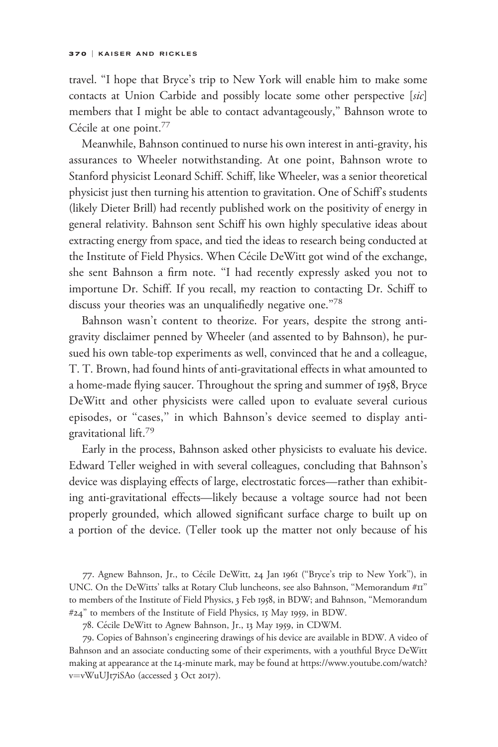travel. "I hope that Bryce's trip to New York will enable him to make some contacts at Union Carbide and possibly locate some other perspective [*sic*] members that I might be able to contact advantageously," Bahnson wrote to Cécile at one point.[77]

Meanwhile, Bahnson continued to nurse his own interest in anti-gravity, his assurances to Wheeler notwithstanding. At one point, Bahnson wrote to Stanford physicist Leonard Schiff. Schiff, like Wheeler, was a senior theoretical physicist just then turning his attention to gravitation. One of Schiff's students (likely Dieter Brill) had recently published work on the positivity of energy in general relativity. Bahnson sent Schiff his own highly speculative ideas about extracting energy from space, and tied the ideas to research being conducted at the Institute of Field Physics. When Cécile DeWitt got wind of the exchange, she sent Bahnson a firm note. "I had recently expressly asked you not to importune Dr. Schiff. If you recall, my reaction to contacting Dr. Schiff to discuss your theories was an unqualifiedly negative one."[78]

Bahnson wasn't content to theorize. For years, despite the strong anti-gravity disclaimer penned by Wheeler (and assented to by Bahnson), he pursued his own table-top experiments as well, convinced that he and a colleague, T. T. Brown, had found hints of anti-gravitational effects in what amounted to a home-made flying saucer. Throughout the spring and summer of 1958, Bryce DeWitt and other physicists were called upon to evaluate several curious episodes, or "cases," in which Bahnson's device seemed to display anti-gravitational lift.[79]

Early in the process, Bahnson asked other physicists to evaluate his device. Edward Teller weighed in with several colleagues, concluding that Bahnson's device was displaying effects of large, electrostatic forces—rather than exhibiting anti-gravitational effects—likely because a voltage source had not been properly grounded, which allowed significant surface charge to built up on a portion of the device. (Teller took up the matter not only because of his

77. Agnew Bahnson, Jr., to Cécile DeWitt, 24 Jan 1961 ("Bryce's trip to New York"), in UNC. On the DeWitts' talks at Rotary Club luncheons, see also Bahnson, "Memorandum #11" to members of the Institute of Field Physics, 3 Feb 1958, in BDW; and Bahnson, "Memorandum #24" to members of the Institute of Field Physics, 15 May 1959, in BDW.

78. Cécile DeWitt to Agnew Bahnson, Jr., 13 May 1959, in CDWM.

79. Copies of Bahnson's engineering drawings of his device are available in BDW. A video of Bahnson and an associate conducting some of their experiments, with a youthful Bryce DeWitt making at appearance at the 14-minute mark, may be found at https://www.youtube.com/watch?v=vWuUJt7iSA0 (accessed 3 Oct 2017).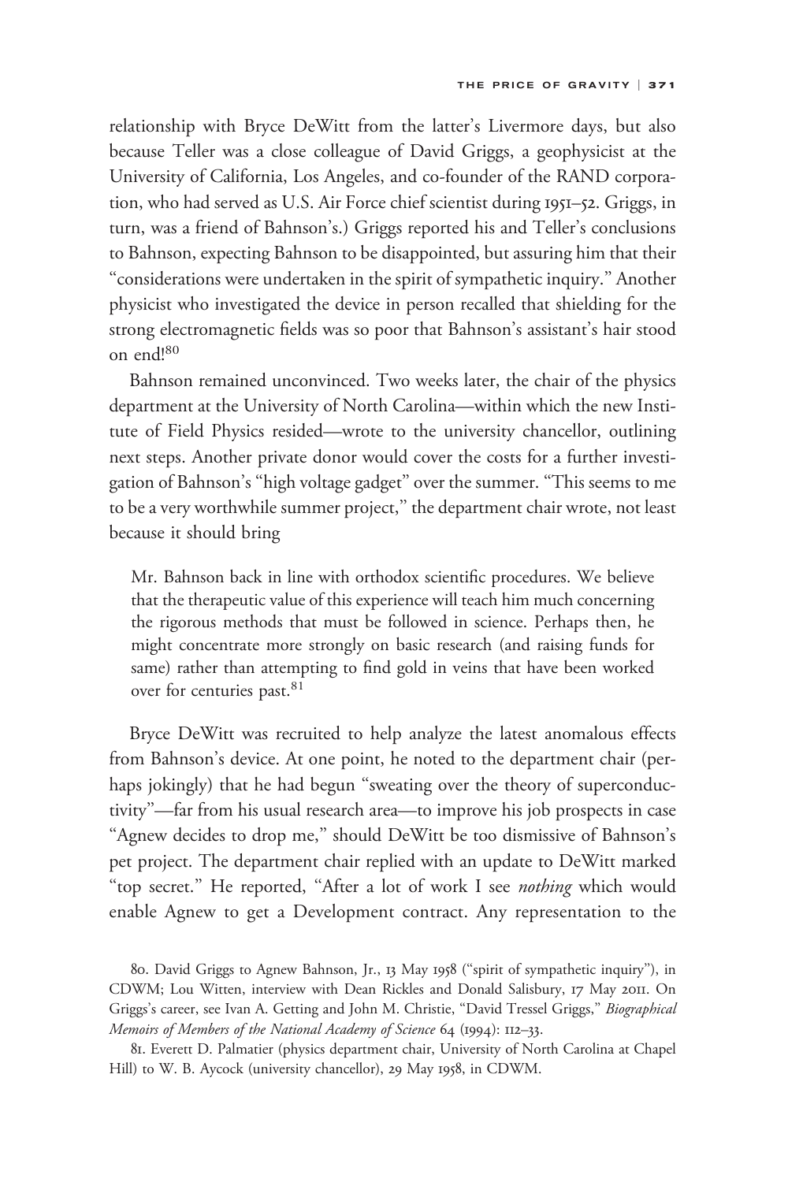relationship with Bryce DeWitt from the latter's Livermore days, but also because Teller was a close colleague of David Griggs, a geophysicist at the University of California, Los Angeles, and co-founder of the RAND corporation, who had served as U.S. Air Force chief scientist during 1951–52. Griggs, in turn, was a friend of Bahnson's.) Griggs reported his and Teller's conclusions to Bahnson, expecting Bahnson to be disappointed, but assuring him that their "considerations were undertaken in the spirit of sympathetic inquiry." Another physicist who investigated the device in person recalled that shielding for the strong electromagnetic fields was so poor that Bahnson's assistant's hair stood on end![80]

Bahnson remained unconvinced. Two weeks later, the chair of the physics department at the University of North Carolina—within which the new Institute of Field Physics resided—wrote to the university chancellor, outlining next steps. Another private donor would cover the costs for a further investigation of Bahnson's "high voltage gadget" over the summer. "This seems to me to be a very worthwhile summer project," the department chair wrote, not least because it should bring

> Mr. Bahnson back in line with orthodox scientific procedures. We believe that the therapeutic value of this experience will teach him much concerning the rigorous methods that must be followed in science. Perhaps then, he might concentrate more strongly on basic research (and raising funds for same) rather than attempting to find gold in veins that have been worked over for centuries past.[81]

Bryce DeWitt was recruited to help analyze the latest anomalous effects from Bahnson's device. At one point, he noted to the department chair (perhaps jokingly) that he had begun "sweating over the theory of superconductivity"—far from his usual research area—to improve his job prospects in case "Agnew decides to drop me," should DeWitt be too dismissive of Bahnson's pet project. The department chair replied with an update to DeWitt marked "top secret." He reported, "After a lot of work I see *nothing* which would enable Agnew to get a Development contract. Any representation to the

80. David Griggs to Agnew Bahnson, Jr., 13 May 1958 ("spirit of sympathetic inquiry"), in CDWM; Lou Witten, interview with Dean Rickles and Donald Salisbury, 17 May 2011. On Griggs's career, see Ivan A. Getting and John M. Christie, "David Tressel Griggs," *Biographical Memoirs of Members of the National Academy of Science* 64 (1994): 112–33.

81. Everett D. Palmatier (physics department chair, University of North Carolina at Chapel Hill) to W. B. Aycock (university chancellor), 29 May 1958, in CDWM.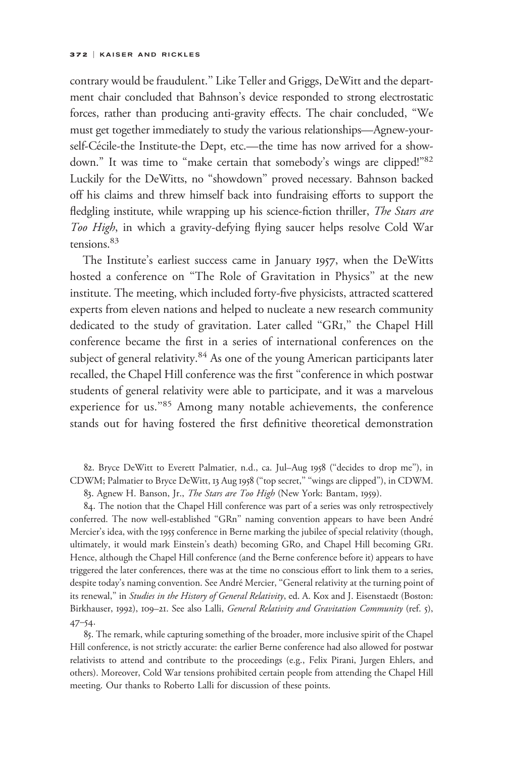contrary would be fraudulent." Like Teller and Griggs, DeWitt and the department chair concluded that Bahnson's device responded to strong electrostatic forces, rather than producing anti-gravity effects. The chair concluded, "We must get together immediately to study the various relationships—Agnew-yourself-Cécile-the Institute-the Dept, etc.—the time has now arrived for a showdown." It was time to "make certain that somebody's wings are clipped!"[82] Luckily for the DeWitts, no "showdown" proved necessary. Bahnson backed off his claims and threw himself back into fundraising efforts to support the fledgling institute, while wrapping up his science-fiction thriller, *The Stars are Too High*, in which a gravity-defying flying saucer helps resolve Cold War tensions.[83]

The Institute's earliest success came in January 1957, when the DeWitts hosted a conference on "The Role of Gravitation in Physics" at the new institute. The meeting, which included forty-five physicists, attracted scattered experts from eleven nations and helped to nucleate a new research community dedicated to the study of gravitation. Later called "GR1," the Chapel Hill conference became the first in a series of international conferences on the subject of general relativity.[84] As one of the young American participants later recalled, the Chapel Hill conference was the first "conference in which postwar students of general relativity were able to participate, and it was a marvelous experience for us."[85] Among many notable achievements, the conference stands out for having fostered the first definitive theoretical demonstration

82. Bryce DeWitt to Everett Palmatier, n.d., ca. Jul–Aug 1958 ("decides to drop me"), in CDWM; Palmatier to Bryce DeWitt, 13 Aug 1958 ("top secret," "wings are clipped"), in CDWM.

83. Agnew H. Banson, Jr., *The Stars are Too High* (New York: Bantam, 1959).

84. The notion that the Chapel Hill conference was part of a series was only retrospectively conferred. The now well-established "GRn" naming convention appears to have been André Mercier's idea, with the 1955 conference in Berne marking the jubilee of special relativity (though, ultimately, it would mark Einstein's death) becoming GR0, and Chapel Hill becoming GR1. Hence, although the Chapel Hill conference (and the Berne conference before it) appears to have triggered the later conferences, there was at the time no conscious effort to link them to a series, despite today's naming convention. See André Mercier, "General relativity at the turning point of its renewal," in *Studies in the History of General Relativity*, ed. A. Kox and J. Eisenstaedt (Boston: Birkhauser, 1992), 109–21. See also Lalli, *General Relativity and Gravitation Community* (ref. 5), 47–54.

85. The remark, while capturing something of the broader, more inclusive spirit of the Chapel Hill conference, is not strictly accurate: the earlier Berne conference had also allowed for postwar relativists to attend and contribute to the proceedings (e.g., Felix Pirani, Jurgen Ehlers, and others). Moreover, Cold War tensions prohibited certain people from attending the Chapel Hill meeting. Our thanks to Roberto Lalli for discussion of these points.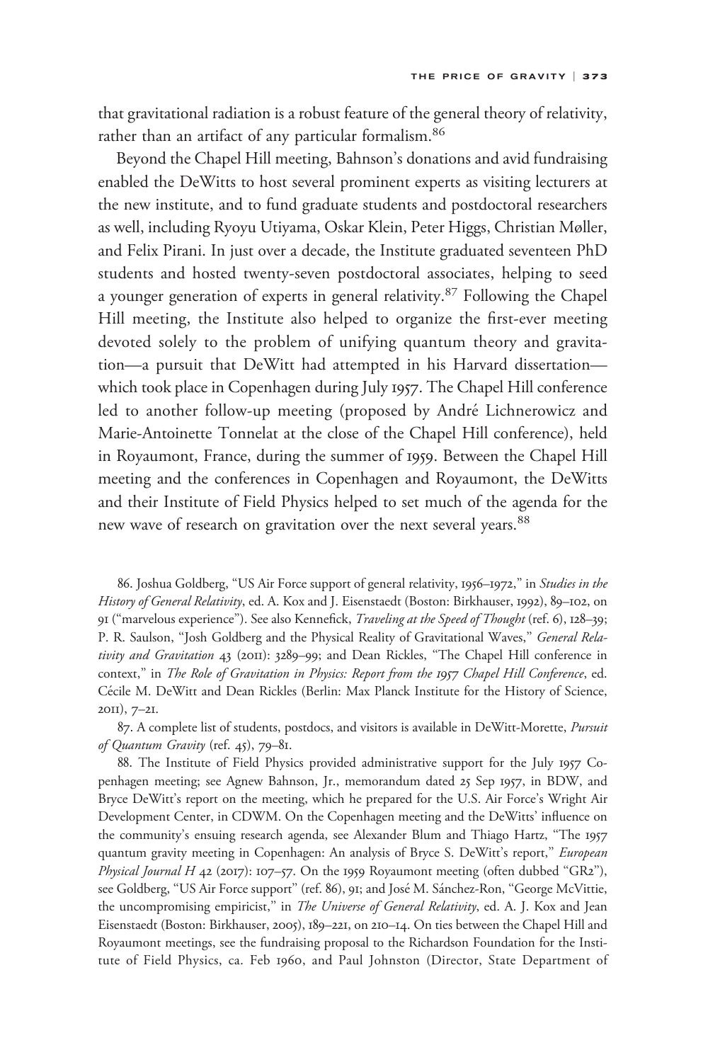that gravitational radiation is a robust feature of the general theory of relativity, rather than an artifact of any particular formalism.[86]

Beyond the Chapel Hill meeting, Bahnson's donations and avid fundraising enabled the DeWitts to host several prominent experts as visiting lecturers at the new institute, and to fund graduate students and postdoctoral researchers as well, including Ryoyu Utiyama, Oskar Klein, Peter Higgs, Christian Møller, and Felix Pirani. In just over a decade, the Institute graduated seventeen PhD students and hosted twenty-seven postdoctoral associates, helping to seed a younger generation of experts in general relativity.[87] Following the Chapel Hill meeting, the Institute also helped to organize the first-ever meeting devoted solely to the problem of unifying quantum theory and gravitation—a pursuit that DeWitt had attempted in his Harvard dissertation—which took place in Copenhagen during July 1957. The Chapel Hill conference led to another follow-up meeting (proposed by André Lichnerowicz and Marie-Antoinette Tonnelat at the close of the Chapel Hill conference), held in Royaumont, France, during the summer of 1959. Between the Chapel Hill meeting and the conferences in Copenhagen and Royaumont, the DeWitts and their Institute of Field Physics helped to set much of the agenda for the new wave of research on gravitation over the next several years.[88]

86. Joshua Goldberg, "US Air Force support of general relativity, 1956–1972," in *Studies in the History of General Relativity*, ed. A. Kox and J. Eisenstaedt (Boston: Birkhauser, 1992), 89–102, on 91 ("marvelous experience"). See also Kennefick, *Traveling at the Speed of Thought* (ref. 6), 128–39; P. R. Saulson, "Josh Goldberg and the Physical Reality of Gravitational Waves," *General Relativity and Gravitation* 43 (2011): 3289–99; and Dean Rickles, "The Chapel Hill conference in context," in *The Role of Gravitation in Physics: Report from the 1957 Chapel Hill Conference*, ed. Cécile M. DeWitt and Dean Rickles (Berlin: Max Planck Institute for the History of Science, 2011), 7–21.

87. A complete list of students, postdocs, and visitors is available in DeWitt-Morette, *Pursuit of Quantum Gravity* (ref. 45), 79–81.

88. The Institute of Field Physics provided administrative support for the July 1957 Copenhagen meeting; see Agnew Bahnson, Jr., memorandum dated 25 Sep 1957, in BDW, and Bryce DeWitt's report on the meeting, which he prepared for the U.S. Air Force's Wright Air Development Center, in CDWM. On the Copenhagen meeting and the DeWitts' influence on the community's ensuing research agenda, see Alexander Blum and Thiago Hartz, "The 1957 quantum gravity meeting in Copenhagen: An analysis of Bryce S. DeWitt's report," *European Physical Journal H* 42 (2017): 107–57. On the 1959 Royaumont meeting (often dubbed "GR2"), see Goldberg, "US Air Force support" (ref. 86), 91; and José M. Sánchez-Ron, "George McVittie, the uncompromising empiricist," in *The Universe of General Relativity*, ed. A. J. Kox and Jean Eisenstaedt (Boston: Birkhauser, 2005), 189–221, on 210–14. On ties between the Chapel Hill and Royaumont meetings, see the fundraising proposal to the Richardson Foundation for the Institute of Field Physics, ca. Feb 1960, and Paul Johnston (Director, State Department of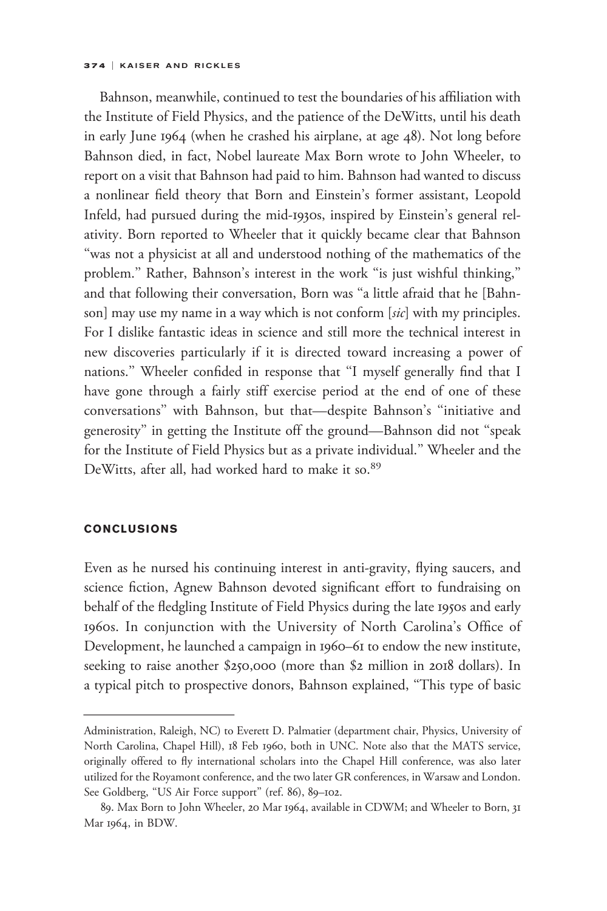Bahnson, meanwhile, continued to test the boundaries of his affiliation with the Institute of Field Physics, and the patience of the DeWitts, until his death in early June 1964 (when he crashed his airplane, at age 48). Not long before Bahnson died, in fact, Nobel laureate Max Born wrote to John Wheeler, to report on a visit that Bahnson had paid to him. Bahnson had wanted to discuss a nonlinear field theory that Born and Einstein's former assistant, Leopold Infeld, had pursued during the mid-1930s, inspired by Einstein's general relativity. Born reported to Wheeler that it quickly became clear that Bahnson "was not a physicist at all and understood nothing of the mathematics of the problem." Rather, Bahnson's interest in the work "is just wishful thinking," and that following their conversation, Born was "a little afraid that he [Bahnson] may use my name in a way which is not conform [*sic*] with my principles. For I dislike fantastic ideas in science and still more the technical interest in new discoveries particularly if it is directed toward increasing a power of nations." Wheeler confided in response that "I myself generally find that I have gone through a fairly stiff exercise period at the end of one of these conversations" with Bahnson, but that—despite Bahnson's "initiative and generosity" in getting the Institute off the ground—Bahnson did not "speak for the Institute of Field Physics but as a private individual." Wheeler and the DeWitts, after all, had worked hard to make it so.[89]

## CONCLUSIONS

Even as he nursed his continuing interest in anti-gravity, flying saucers, and science fiction, Agnew Bahnson devoted significant effort to fundraising on behalf of the fledgling Institute of Field Physics during the late 1950s and early 1960s. In conjunction with the University of North Carolina's Office of Development, he launched a campaign in 1960–61 to endow the new institute, seeking to raise another $250,000 (more than $2 million in 2018 dollars). In a typical pitch to prospective donors, Bahnson explained, "This type of basic

---

Administration, Raleigh, NC) to Everett D. Palmatier (department chair, Physics, University of North Carolina, Chapel Hill), 18 Feb 1960, both in UNC. Note also that the MATS service, originally offered to fly international scholars into the Chapel Hill conference, was also later utilized for the Royamont conference, and the two later GR conferences, in Warsaw and London. See Goldberg, "US Air Force support" (ref. 86), 89–102.

89. Max Born to John Wheeler, 20 Mar 1964, available in CDWM; and Wheeler to Born, 31 Mar 1964, in BDW.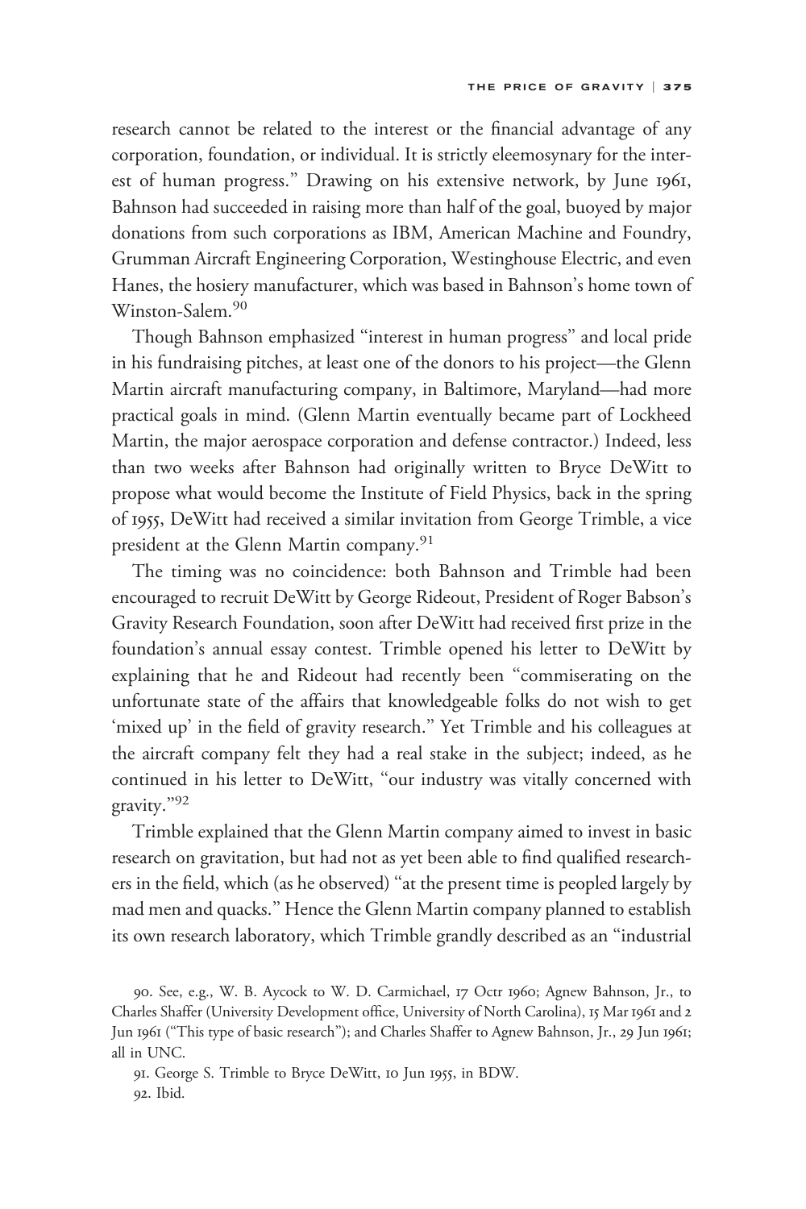research cannot be related to the interest or the financial advantage of any corporation, foundation, or individual. It is strictly eleemosynary for the interest of human progress." Drawing on his extensive network, by June 1961, Bahnson had succeeded in raising more than half of the goal, buoyed by major donations from such corporations as IBM, American Machine and Foundry, Grumman Aircraft Engineering Corporation, Westinghouse Electric, and even Hanes, the hosiery manufacturer, which was based in Bahnson's home town of Winston-Salem.[90]

Though Bahnson emphasized "interest in human progress" and local pride in his fundraising pitches, at least one of the donors to his project—the Glenn Martin aircraft manufacturing company, in Baltimore, Maryland—had more practical goals in mind. (Glenn Martin eventually became part of Lockheed Martin, the major aerospace corporation and defense contractor.) Indeed, less than two weeks after Bahnson had originally written to Bryce DeWitt to propose what would become the Institute of Field Physics, back in the spring of 1955, DeWitt had received a similar invitation from George Trimble, a vice president at the Glenn Martin company.[91]

The timing was no coincidence: both Bahnson and Trimble had been encouraged to recruit DeWitt by George Rideout, President of Roger Babson's Gravity Research Foundation, soon after DeWitt had received first prize in the foundation's annual essay contest. Trimble opened his letter to DeWitt by explaining that he and Rideout had recently been "commiserating on the unfortunate state of the affairs that knowledgeable folks do not wish to get 'mixed up' in the field of gravity research." Yet Trimble and his colleagues at the aircraft company felt they had a real stake in the subject; indeed, as he continued in his letter to DeWitt, "our industry was vitally concerned with gravity."[92]

Trimble explained that the Glenn Martin company aimed to invest in basic research on gravitation, but had not as yet been able to find qualified researchers in the field, which (as he observed) "at the present time is peopled largely by mad men and quacks." Hence the Glenn Martin company planned to establish its own research laboratory, which Trimble grandly described as an "industrial

90. See, e.g., W. B. Aycock to W. D. Carmichael, 17 Octr 1960; Agnew Bahnson, Jr., to Charles Shaffer (University Development office, University of North Carolina), 15 Mar 1961 and 2 Jun 1961 ("This type of basic research"); and Charles Shaffer to Agnew Bahnson, Jr., 29 Jun 1961; all in UNC.

91. George S. Trimble to Bryce DeWitt, 10 Jun 1955, in BDW.

92. Ibid.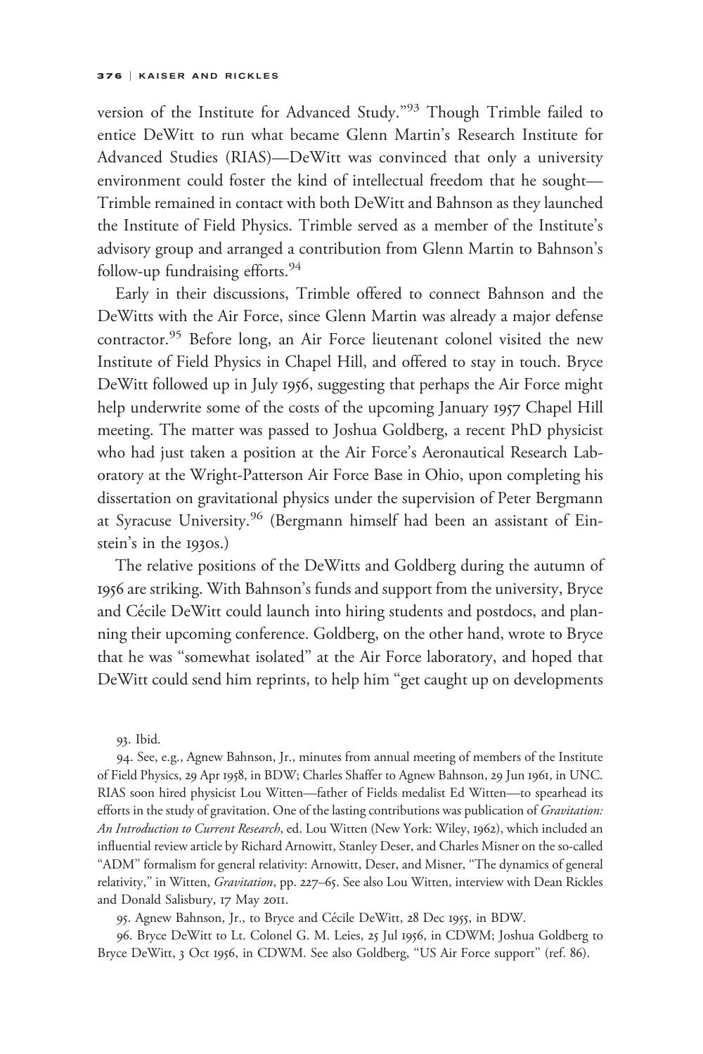version of the Institute for Advanced Study."[93] Though Trimble failed to entice DeWitt to run what became Glenn Martin's Research Institute for Advanced Studies (RIAS)—DeWitt was convinced that only a university environment could foster the kind of intellectual freedom that he sought—Trimble remained in contact with both DeWitt and Bahnson as they launched the Institute of Field Physics. Trimble served as a member of the Institute's advisory group and arranged a contribution from Glenn Martin to Bahnson's follow-up fundraising efforts.[94]

Early in their discussions, Trimble offered to connect Bahnson and the DeWitts with the Air Force, since Glenn Martin was already a major defense contractor.[95] Before long, an Air Force lieutenant colonel visited the new Institute of Field Physics in Chapel Hill, and offered to stay in touch. Bryce DeWitt followed up in July 1956, suggesting that perhaps the Air Force might help underwrite some of the costs of the upcoming January 1957 Chapel Hill meeting. The matter was passed to Joshua Goldberg, a recent PhD physicist who had just taken a position at the Air Force's Aeronautical Research Laboratory at the Wright-Patterson Air Force Base in Ohio, upon completing his dissertation on gravitational physics under the supervision of Peter Bergmann at Syracuse University.[96] (Bergmann himself had been an assistant of Einstein's in the 1930s.)

The relative positions of the DeWitts and Goldberg during the autumn of 1956 are striking. With Bahnson's funds and support from the university, Bryce and Cécile DeWitt could launch into hiring students and postdocs, and planning their upcoming conference. Goldberg, on the other hand, wrote to Bryce that he was "somewhat isolated" at the Air Force laboratory, and hoped that DeWitt could send him reprints, to help him "get caught up on developments

93. Ibid.

94. See, e.g., Agnew Bahnson, Jr., minutes from annual meeting of members of the Institute of Field Physics, 29 Apr 1958, in BDW; Charles Shaffer to Agnew Bahnson, 29 Jun 1961, in UNC. RIAS soon hired physicist Lou Witten—father of Fields medalist Ed Witten—to spearhead its efforts in the study of gravitation. One of the lasting contributions was publication of *Gravitation: An Introduction to Current Research*, ed. Lou Witten (New York: Wiley, 1962), which included an influential review article by Richard Arnowitt, Stanley Deser, and Charles Misner on the so-called "ADM" formalism for general relativity: Arnowitt, Deser, and Misner, "The dynamics of general relativity," in Witten, *Gravitation*, pp. 227–65. See also Lou Witten, interview with Dean Rickles and Donald Salisbury, 17 May 2011.

95. Agnew Bahnson, Jr., to Bryce and Cécile DeWitt, 28 Dec 1955, in BDW.

96. Bryce DeWitt to Lt. Colonel G. M. Leies, 25 Jul 1956, in CDWM; Joshua Goldberg to Bryce DeWitt, 3 Oct 1956, in CDWM. See also Goldberg, "US Air Force support" (ref. 86).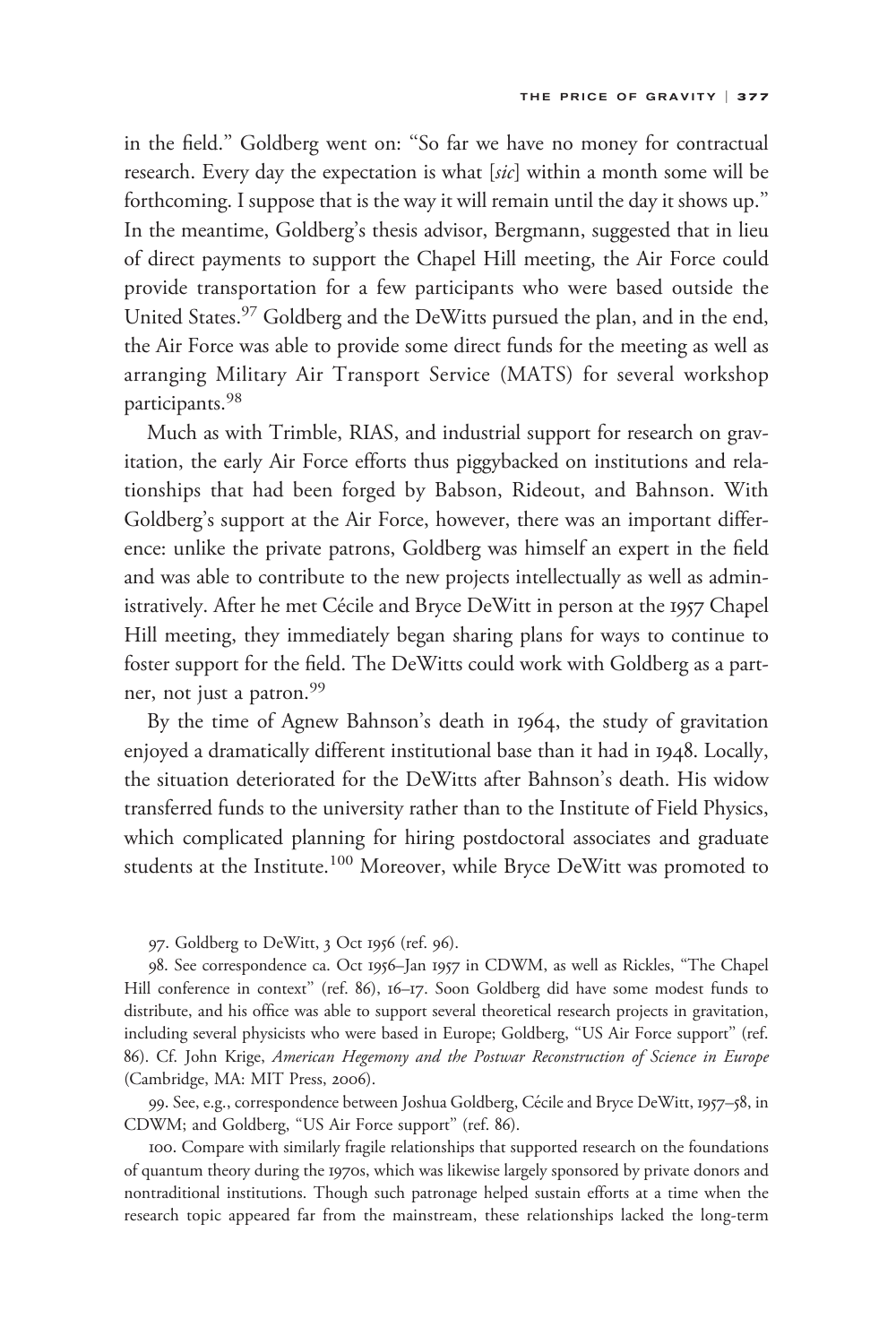in the field." Goldberg went on: "So far we have no money for contractual research. Every day the expectation is what [*sic*] within a month some will be forthcoming. I suppose that is the way it will remain until the day it shows up." In the meantime, Goldberg's thesis advisor, Bergmann, suggested that in lieu of direct payments to support the Chapel Hill meeting, the Air Force could provide transportation for a few participants who were based outside the United States.[97] Goldberg and the DeWitts pursued the plan, and in the end, the Air Force was able to provide some direct funds for the meeting as well as arranging Military Air Transport Service (MATS) for several workshop participants.[98]

Much as with Trimble, RIAS, and industrial support for research on gravitation, the early Air Force efforts thus piggybacked on institutions and relationships that had been forged by Babson, Rideout, and Bahnson. With Goldberg's support at the Air Force, however, there was an important difference: unlike the private patrons, Goldberg was himself an expert in the field and was able to contribute to the new projects intellectually as well as administratively. After he met Cécile and Bryce DeWitt in person at the 1957 Chapel Hill meeting, they immediately began sharing plans for ways to continue to foster support for the field. The DeWitts could work with Goldberg as a partner, not just a patron.[99]

By the time of Agnew Bahnson's death in 1964, the study of gravitation enjoyed a dramatically different institutional base than it had in 1948. Locally, the situation deteriorated for the DeWitts after Bahnson's death. His widow transferred funds to the university rather than to the Institute of Field Physics, which complicated planning for hiring postdoctoral associates and graduate students at the Institute.[100] Moreover, while Bryce DeWitt was promoted to

97. Goldberg to DeWitt, 3 Oct 1956 (ref. 96).

98. See correspondence ca. Oct 1956–Jan 1957 in CDWM, as well as Rickles, "The Chapel Hill conference in context" (ref. 86), 16–17. Soon Goldberg did have some modest funds to distribute, and his office was able to support several theoretical research projects in gravitation, including several physicists who were based in Europe; Goldberg, "US Air Force support" (ref. 86). Cf. John Krige, *American Hegemony and the Postwar Reconstruction of Science in Europe* (Cambridge, MA: MIT Press, 2006).

99. See, e.g., correspondence between Joshua Goldberg, Cécile and Bryce DeWitt, 1957–58, in CDWM; and Goldberg, "US Air Force support" (ref. 86).

100. Compare with similarly fragile relationships that supported research on the foundations of quantum theory during the 1970s, which was likewise largely sponsored by private donors and nontraditional institutions. Though such patronage helped sustain efforts at a time when the research topic appeared far from the mainstream, these relationships lacked the long-term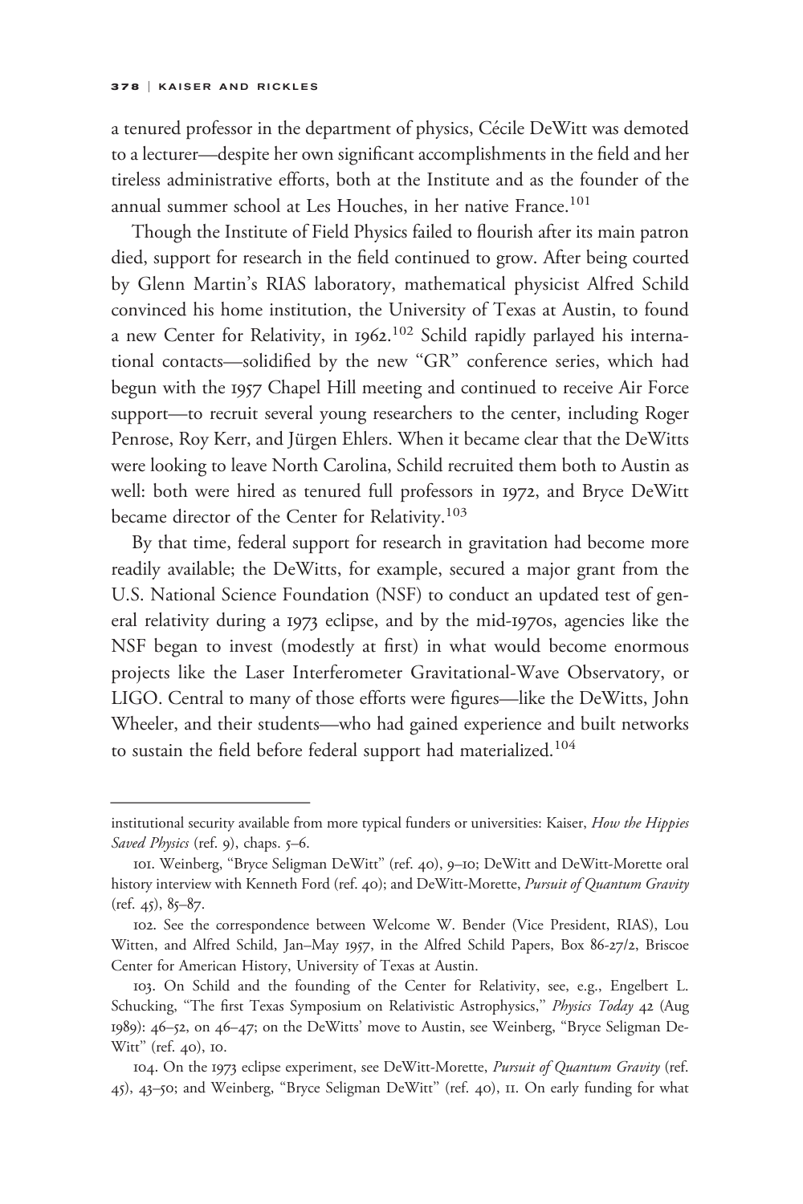a tenured professor in the department of physics, Cécile DeWitt was demoted to a lecturer—despite her own significant accomplishments in the field and her tireless administrative efforts, both at the Institute and as the founder of the annual summer school at Les Houches, in her native France.[101]

Though the Institute of Field Physics failed to flourish after its main patron died, support for research in the field continued to grow. After being courted by Glenn Martin's RIAS laboratory, mathematical physicist Alfred Schild convinced his home institution, the University of Texas at Austin, to found a new Center for Relativity, in 1962.[102] Schild rapidly parlayed his international contacts—solidified by the new "GR" conference series, which had begun with the 1957 Chapel Hill meeting and continued to receive Air Force support—to recruit several young researchers to the center, including Roger Penrose, Roy Kerr, and Jürgen Ehlers. When it became clear that the DeWitts were looking to leave North Carolina, Schild recruited them both to Austin as well: both were hired as tenured full professors in 1972, and Bryce DeWitt became director of the Center for Relativity.[103]

By that time, federal support for research in gravitation had become more readily available; the DeWitts, for example, secured a major grant from the U.S. National Science Foundation (NSF) to conduct an updated test of general relativity during a 1973 eclipse, and by the mid-1970s, agencies like the NSF began to invest (modestly at first) in what would become enormous projects like the Laser Interferometer Gravitational-Wave Observatory, or LIGO. Central to many of those efforts were figures—like the DeWitts, John Wheeler, and their students—who had gained experience and built networks to sustain the field before federal support had materialized.[104]

---

institutional security available from more typical funders or universities: Kaiser, *How the Hippies Saved Physics* (ref. 9), chaps. 5–6.

101. Weinberg, "Bryce Seligman DeWitt" (ref. 40), 9–10; DeWitt and DeWitt-Morette oral history interview with Kenneth Ford (ref. 40); and DeWitt-Morette, *Pursuit of Quantum Gravity* (ref. 45), 85–87.

102. See the correspondence between Welcome W. Bender (Vice President, RIAS), Lou Witten, and Alfred Schild, Jan–May 1957, in the Alfred Schild Papers, Box 86-27/2, Briscoe Center for American History, University of Texas at Austin.

103. On Schild and the founding of the Center for Relativity, see, e.g., Engelbert L. Schucking, "The first Texas Symposium on Relativistic Astrophysics," *Physics Today* 42 (Aug 1989): 46–52, on 46–47; on the DeWitts' move to Austin, see Weinberg, "Bryce Seligman DeWitt" (ref. 40), 10.

104. On the 1973 eclipse experiment, see DeWitt-Morette, *Pursuit of Quantum Gravity* (ref. 45), 43–50; and Weinberg, "Bryce Seligman DeWitt" (ref. 40), 11. On early funding for what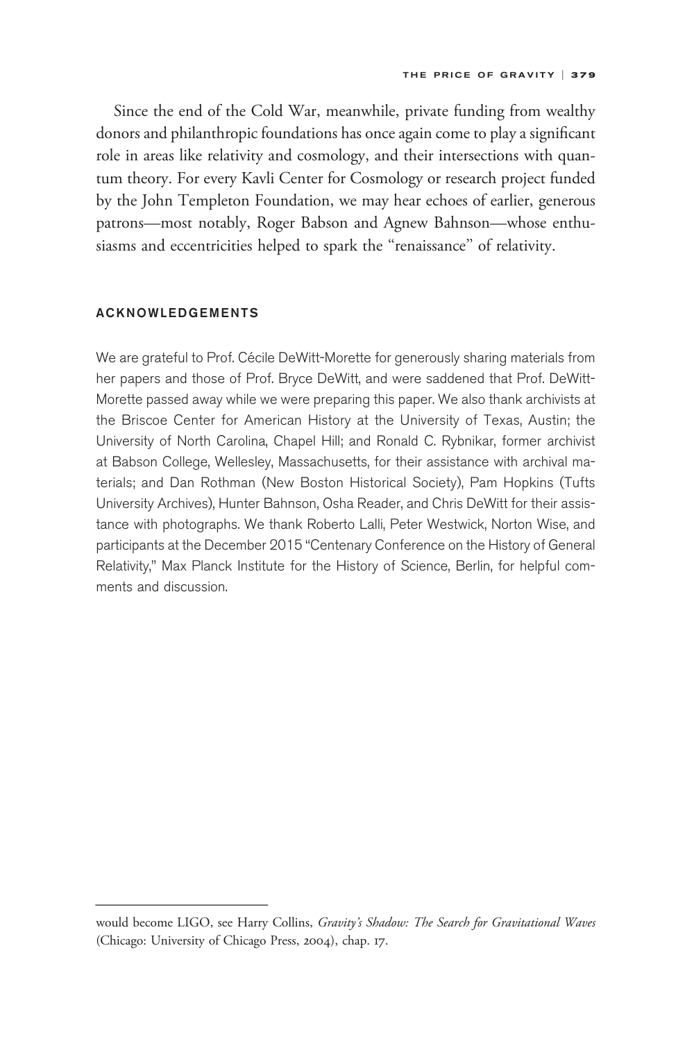Since the end of the Cold War, meanwhile, private funding from wealthy donors and philanthropic foundations has once again come to play a significant role in areas like relativity and cosmology, and their intersections with quantum theory. For every Kavli Center for Cosmology or research project funded by the John Templeton Foundation, we may hear echoes of earlier, generous patrons—most notably, Roger Babson and Agnew Bahnson—whose enthusiasms and eccentricities helped to spark the "renaissance" of relativity.

## ACKNOWLEDGEMENTS

We are grateful to Prof. Cécile DeWitt-Morette for generously sharing materials from her papers and those of Prof. Bryce DeWitt, and were saddened that Prof. DeWitt-Morette passed away while we were preparing this paper. We also thank archivists at the Briscoe Center for American History at the University of Texas, Austin; the University of North Carolina, Chapel Hill; and Ronald C. Rybnikar, former archivist at Babson College, Wellesley, Massachusetts, for their assistance with archival materials; and Dan Rothman (New Boston Historical Society), Pam Hopkins (Tufts University Archives), Hunter Bahnson, Osha Reader, and Chris DeWitt for their assistance with photographs. We thank Roberto Lalli, Peter Westwick, Norton Wise, and participants at the December 2015 "Centenary Conference on the History of General Relativity," Max Planck Institute for the History of Science, Berlin, for helpful comments and discussion.

---

would become LIGO, see Harry Collins, *Gravity's Shadow: The Search for Gravitational Waves* (Chicago: University of Chicago Press, 2004), chap. 17.